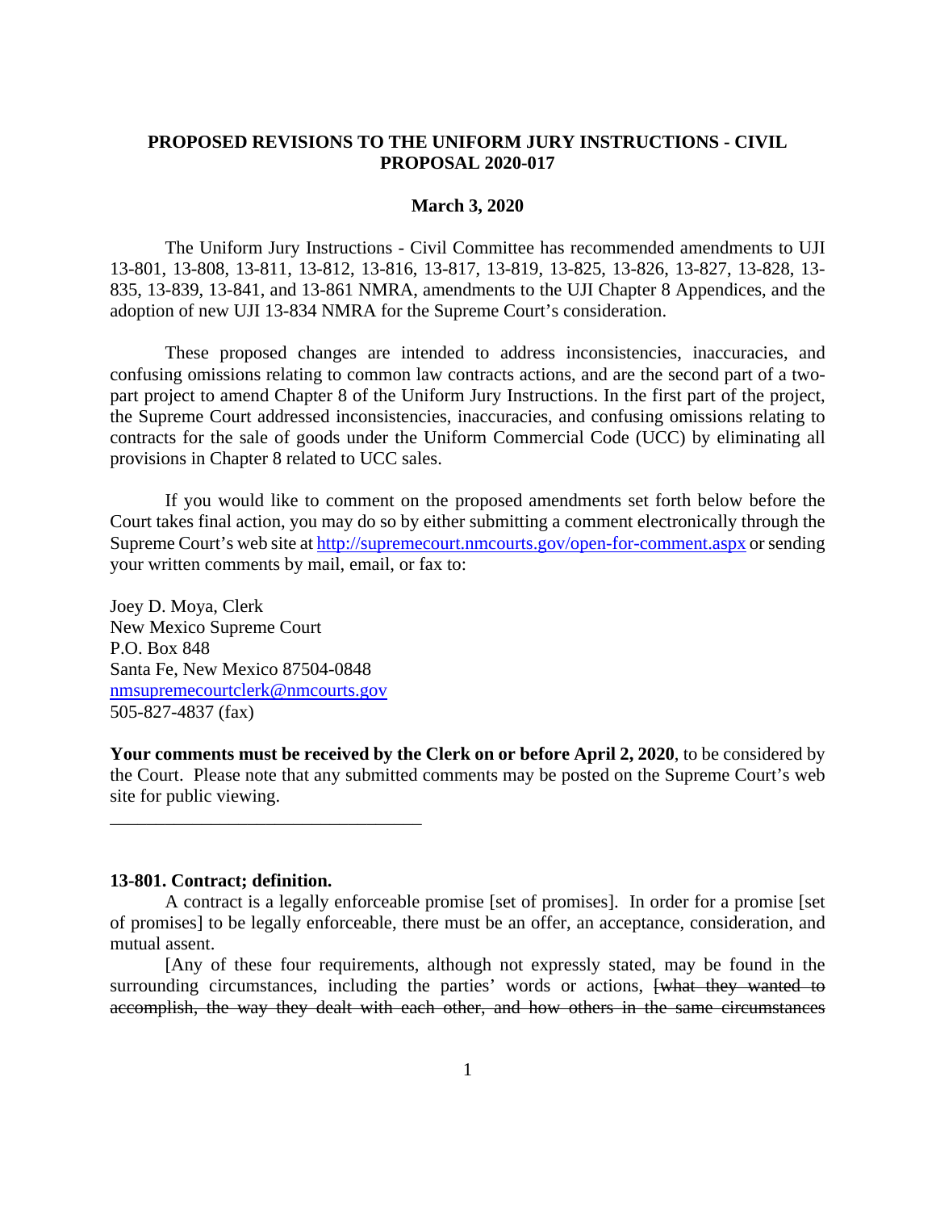**PROPOSED REVISIONS TO THE UNIFORM JURY INSTRUCTIONS - CIVIL PROPOSAL 2020-017**

**March 3, 2020**

The Uniform Jury Instructions - Civil Committee has recommended amendments to UJI 13-801, 13-808, 13-811, 13-812, 13-816, 13-817, 13-819, 13-825, 13-826, 13-827, 13-828, 13-835, 13-839, 13-841, and 13-861 NMRA, amendments to the UJI Chapter 8 Appendices, and the adoption of new UJI 13-834 NMRA for the Supreme Court's consideration.

These proposed changes are intended to address inconsistencies, inaccuracies, and confusing omissions relating to common law contracts actions, and are the second part of a two-part project to amend Chapter 8 of the Uniform Jury Instructions. In the first part of the project, the Supreme Court addressed inconsistencies, inaccuracies, and confusing omissions relating to contracts for the sale of goods under the Uniform Commercial Code (UCC) by eliminating all provisions in Chapter 8 related to UCC sales.

If you would like to comment on the proposed amendments set forth below before the Court takes final action, you may do so by either submitting a comment electronically through the Supreme Court's web site at http://supremecourt.nmcourts.gov/open-for-comment.aspx or sending your written comments by mail, email, or fax to:

Joey D. Moya, Clerk
New Mexico Supreme Court
P.O. Box 848
Santa Fe, New Mexico 87504-0848
nmsupremecourtclerk@nmcourts.gov
505-827-4837 (fax)

**Your comments must be received by the Clerk on or before April 2, 2020**, to be considered by the Court. Please note that any submitted comments may be posted on the Supreme Court's web site for public viewing.

---

**13-801. Contract; definition.**

A contract is a legally enforceable promise [set of promises]. In order for a promise [set of promises] to be legally enforceable, there must be an offer, an acceptance, consideration, and mutual assent.

[Any of these four requirements, although not expressly stated, may be found in the surrounding circumstances, including the parties' words or actions, ~~[what they wanted to accomplish, the way they dealt with each other, and how others in the same circumstances~~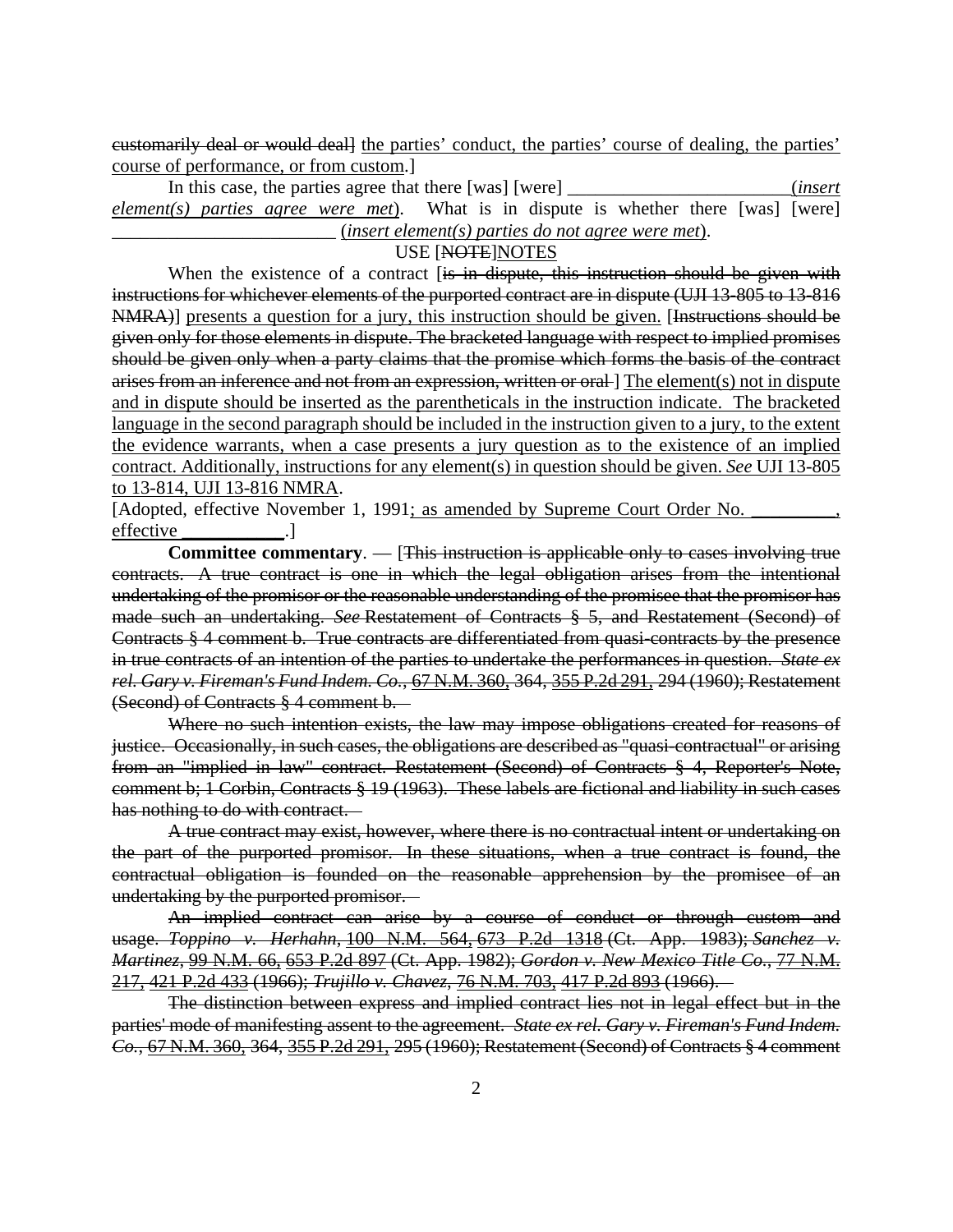~~customarily deal or would deal~~] <u>the parties' conduct, the parties' course of dealing, the parties' course of performance, or from custom</u>.]

In this case, the parties agree that there [was] [were] ________________________ (*insert element(s) parties agree were met*). What is in dispute is whether there [was] [were] ________________________ (*insert element(s) parties do not agree were met*).

USE [~~NOTE~~]<u>NOTES</u>

When the existence of a contract [~~is in dispute, this instruction should be given with instructions for whichever elements of the purported contract are in dispute (UJI 13-805 to 13-816 NMRA)~~] <u>presents a question for a jury, this instruction should be given.</u> [~~Instructions should be given only for those elements in dispute. The bracketed language with respect to implied promises should be given only when a party claims that the promise which forms the basis of the contract arises from an inference and not from an expression, written or oral~~] <u>The element(s) not in dispute and in dispute should be inserted as the parentheticals in the instruction indicate. The bracketed language in the second paragraph should be included in the instruction given to a jury, to the extent the evidence warrants, when a case presents a jury question as to the existence of an implied contract. Additionally, instructions for any element(s) in question should be given. *See* UJI 13-805 to 13-814, UJI 13-816 NMRA</u>.

[Adopted, effective November 1, 1991<u>; as amended by Supreme Court Order No. _________, effective ___________</u>.]

**Committee commentary**. — [~~This instruction is applicable only to cases involving true contracts. A true contract is one in which the legal obligation arises from the intentional undertaking of the promisor or the reasonable understanding of the promisee that the promisor has made such an undertaking. *See* Restatement of Contracts § 5, and Restatement (Second) of Contracts § 4 comment b. True contracts are differentiated from quasi-contracts by the presence in true contracts of an intention of the parties to undertake the performances in question. *State ex rel. Gary v. Fireman's Fund Indem. Co.*, 67 N.M. 360, 364, 355 P.2d 291, 294 (1960); Restatement (Second) of Contracts § 4 comment b.~~

~~Where no such intention exists, the law may impose obligations created for reasons of justice. Occasionally, in such cases, the obligations are described as "quasi-contractual" or arising from an "implied in law" contract. Restatement (Second) of Contracts § 4, Reporter's Note, comment b; 1 Corbin, Contracts § 19 (1963). These labels are fictional and liability in such cases has nothing to do with contract.~~

~~A true contract may exist, however, where there is no contractual intent or undertaking on the part of the purported promisor. In these situations, when a true contract is found, the contractual obligation is founded on the reasonable apprehension by the promisee of an undertaking by the purported promisor.~~

~~An implied contract can arise by a course of conduct or through custom and usage. *Toppino v. Herhahn*, 100 N.M. 564, 673 P.2d 1318 (Ct. App. 1983); *Sanchez v. Martinez*, 99 N.M. 66, 653 P.2d 897 (Ct. App. 1982); *Gordon v. New Mexico Title Co.*, 77 N.M. 217, 421 P.2d 433 (1966); *Trujillo v. Chavez*, 76 N.M. 703, 417 P.2d 893 (1966).~~

~~The distinction between express and implied contract lies not in legal effect but in the parties' mode of manifesting assent to the agreement. *State ex rel. Gary v. Fireman's Fund Indem. Co.*, 67 N.M. 360, 364, 355 P.2d 291, 295 (1960); Restatement (Second) of Contracts § 4 comment~~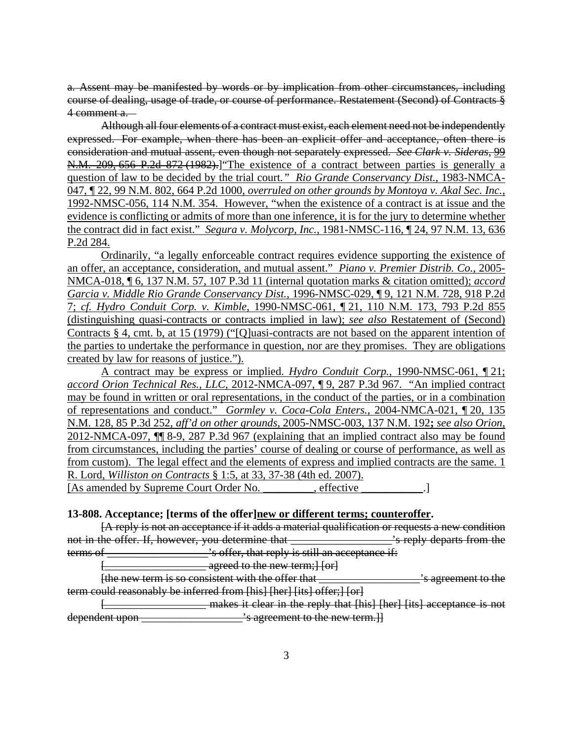~~a. Assent may be manifested by words or by implication from other circumstances, including course of dealing, usage of trade, or course of performance. Restatement (Second) of Contracts § 4 comment a.~~

~~Although all four elements of a contract must exist, each element need not be independently expressed. For example, when there has been an explicit offer and acceptance, often there is consideration and mutual assent, even though not separately expressed. *See Clark v. Sideras*,~~ <u>99</u> ~~N.M. 209, 656 P.2d 872 (1982).~~]<u>"The existence of a contract between parties is generally a question of law to be decided by the trial court." *Rio Grande Conservancy Dist.*, 1983-NMCA-047, ¶ 22, 99 N.M. 802, 664 P.2d 1000, *overruled on other grounds by Montoya v. Akal Sec. Inc.*, 1992-NMSC-056, 114 N.M. 354. However, "when the existence of a contract is at issue and the evidence is conflicting or admits of more than one inference, it is for the jury to determine whether the contract did in fact exist." *Segura v. Molycorp, Inc.*, 1981-NMSC-116, ¶ 24, 97 N.M. 13, 636 P.2d 284.</u>

<u>Ordinarily, "a legally enforceable contract requires evidence supporting the existence of an offer, an acceptance, consideration, and mutual assent." *Piano v. Premier Distrib. Co.*, 2005-NMCA-018, ¶ 6, 137 N.M. 57, 107 P.3d 11 (internal quotation marks & citation omitted); *accord Garcia v. Middle Rio Grande Conservancy Dist.*, 1996-NMSC-029, ¶ 9, 121 N.M. 728, 918 P.2d 7; *cf. Hydro Conduit Corp. v. Kimble*, 1990-NMSC-061, ¶ 21, 110 N.M. 173, 793 P.2d 855 (distinguishing quasi-contracts or contracts implied in law); *see also* Restatement of (Second) Contracts § 4, cmt. b, at 15 (1979) ("[Q]uasi-contracts are not based on the apparent intention of the parties to undertake the performance in question, nor are they promises. They are obligations created by law for reasons of justice.").</u>

<u>A contract may be express or implied. *Hydro Conduit Corp.*, 1990-NMSC-061, ¶ 21; *accord Orion Technical Res., LLC*, 2012-NMCA-097, ¶ 9, 287 P.3d 967. "An implied contract may be found in written or oral representations, in the conduct of the parties, or in a combination of representations and conduct." *Gormley v. Coca-Cola Enters.*, 2004-NMCA-021, ¶ 20, 135 N.M. 128, 85 P.3d 252, *aff'd on other grounds*, 2005-NMSC-003, 137 N.M. 192**;** *see also Orion*, 2012-NMCA-097, ¶¶ 8-9, 287 P.3d 967 (explaining that an implied contract also may be found from circumstances, including the parties' course of dealing or course of performance, as well as from custom). The legal effect and the elements of express and implied contracts are the same. 1 R. Lord, *Williston on Contracts* § 1:5, at 33, 37-38 (4th ed. 2007).</u>
<u>[As amended by Supreme Court Order No. _________, effective ___________.]</u>

**13-808. Acceptance; [terms of the offer]<u>new or different terms; counteroffer</u>.**

~~[A reply is not an acceptance if it adds a material qualification or requests a new condition not in the offer. If, however, you determine that __________________'s reply departs from the terms of __________________'s offer, that reply is still an acceptance if:~~

~~[__________________ agreed to the new term;] [or]~~

~~[the new term is so consistent with the offer that __________________'s agreement to the term could reasonably be inferred from [his] [her] [its] offer;] [or]~~

~~[__________________ makes it clear in the reply that [his] [her] [its] acceptance is not dependent upon __________________'s agreement to the new term.]]~~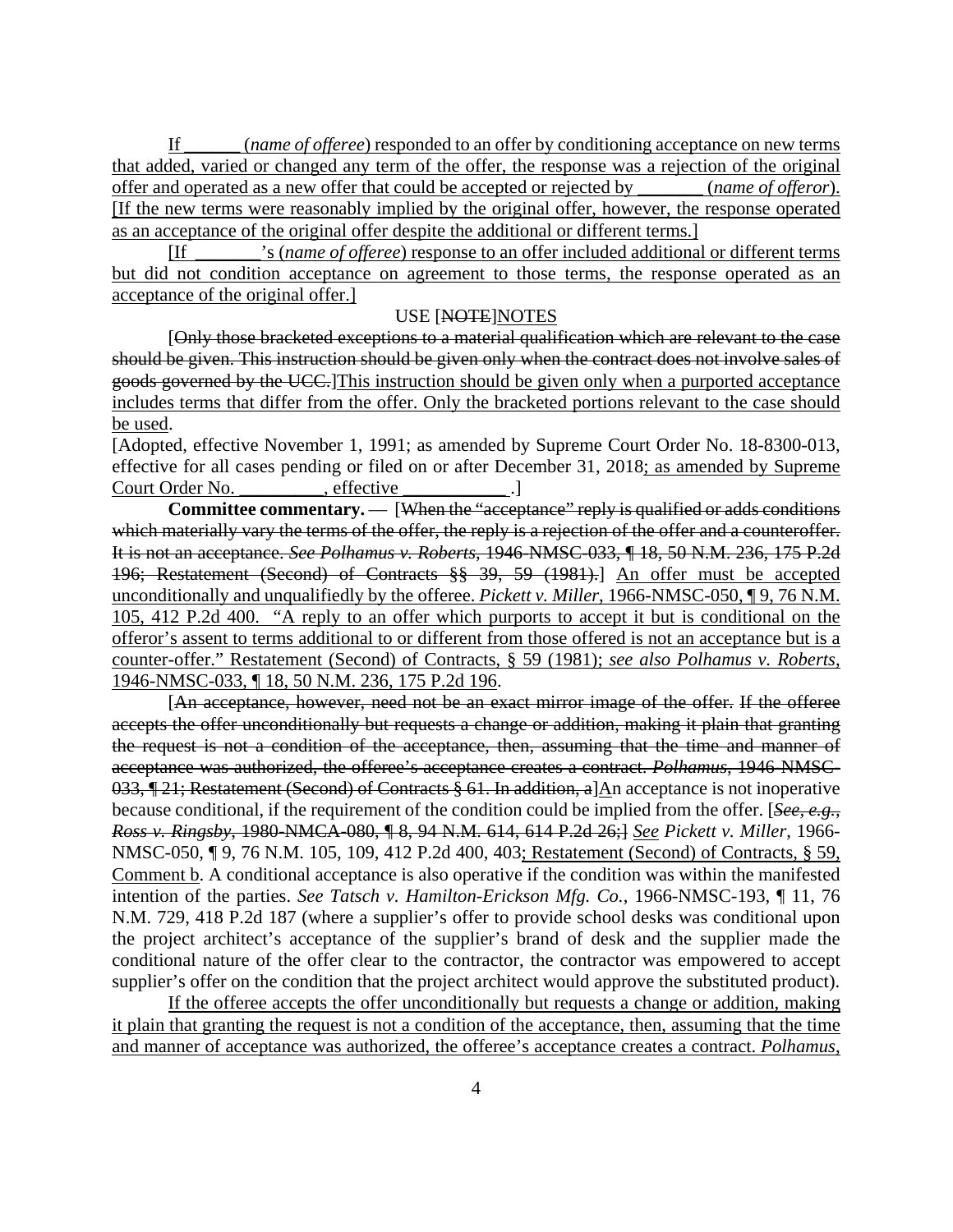If ______ (*name of offeree*) responded to an offer by conditioning acceptance on new terms that added, varied or changed any term of the offer, the response was a rejection of the original offer and operated as a new offer that could be accepted or rejected by _______ (*name of offeror*). [If the new terms were reasonably implied by the original offer, however, the response operated as an acceptance of the original offer despite the additional or different terms.]

[If _______'s (*name of offeree*) response to an offer included additional or different terms but did not condition acceptance on agreement to those terms, the response operated as an acceptance of the original offer.]

USE [~~NOTE~~]NOTES

[~~Only those bracketed exceptions to a material qualification which are relevant to the case should be given. This instruction should be given only when the contract does not involve sales of goods governed by the UCC.~~]This instruction should be given only when a purported acceptance includes terms that differ from the offer. Only the bracketed portions relevant to the case should be used.

[Adopted, effective November 1, 1991; as amended by Supreme Court Order No. 18-8300-013, effective for all cases pending or filed on or after December 31, 2018; as amended by Supreme Court Order No. _________, effective ___________.]

**Committee commentary.** — [~~When the "acceptance" reply is qualified or adds conditions which materially vary the terms of the offer, the reply is a rejection of the offer and a counteroffer. It is not an acceptance. *See Polhamus v. Roberts*, 1946-NMSC-033, ¶ 18, 50 N.M. 236, 175 P.2d 196; Restatement (Second) of Contracts §§ 39, 59 (1981).~~] An offer must be accepted unconditionally and unqualifiedly by the offeree. *Pickett v. Miller*, 1966-NMSC-050, ¶ 9, 76 N.M. 105, 412 P.2d 400. "A reply to an offer which purports to accept it but is conditional on the offeror's assent to terms additional to or different from those offered is not an acceptance but is a counter-offer." Restatement (Second) of Contracts, § 59 (1981); *see also Polhamus v. Roberts*, 1946-NMSC-033, ¶ 18, 50 N.M. 236, 175 P.2d 196.

[~~An acceptance, however, need not be an exact mirror image of the offer. If the offeree accepts the offer unconditionally but requests a change or addition, making it plain that granting the request is not a condition of the acceptance, then, assuming that the time and manner of acceptance was authorized, the offeree's acceptance creates a contract. *Polhamus*, 1946-NMSC-033, ¶ 21; Restatement (Second) of Contracts § 61. In addition, a~~]An acceptance is not inoperative because conditional, if the requirement of the condition could be implied from the offer. [~~*See, e.g.*, *Ross v. Ringsby*, 1980-NMCA-080, ¶ 8, 94 N.M. 614, 614 P.2d 26;~~] *See* *Pickett v. Miller*, 1966-NMSC-050, ¶ 9, 76 N.M. 105, 109, 412 P.2d 400, 403; Restatement (Second) of Contracts, § 59, Comment b. A conditional acceptance is also operative if the condition was within the manifested intention of the parties. *See Tatsch v. Hamilton-Erickson Mfg. Co.*, 1966-NMSC-193, ¶ 11, 76 N.M. 729, 418 P.2d 187 (where a supplier's offer to provide school desks was conditional upon the project architect's acceptance of the supplier's brand of desk and the supplier made the conditional nature of the offer clear to the contractor, the contractor was empowered to accept supplier's offer on the condition that the project architect would approve the substituted product).

If the offeree accepts the offer unconditionally but requests a change or addition, making it plain that granting the request is not a condition of the acceptance, then, assuming that the time and manner of acceptance was authorized, the offeree's acceptance creates a contract. *Polhamus*,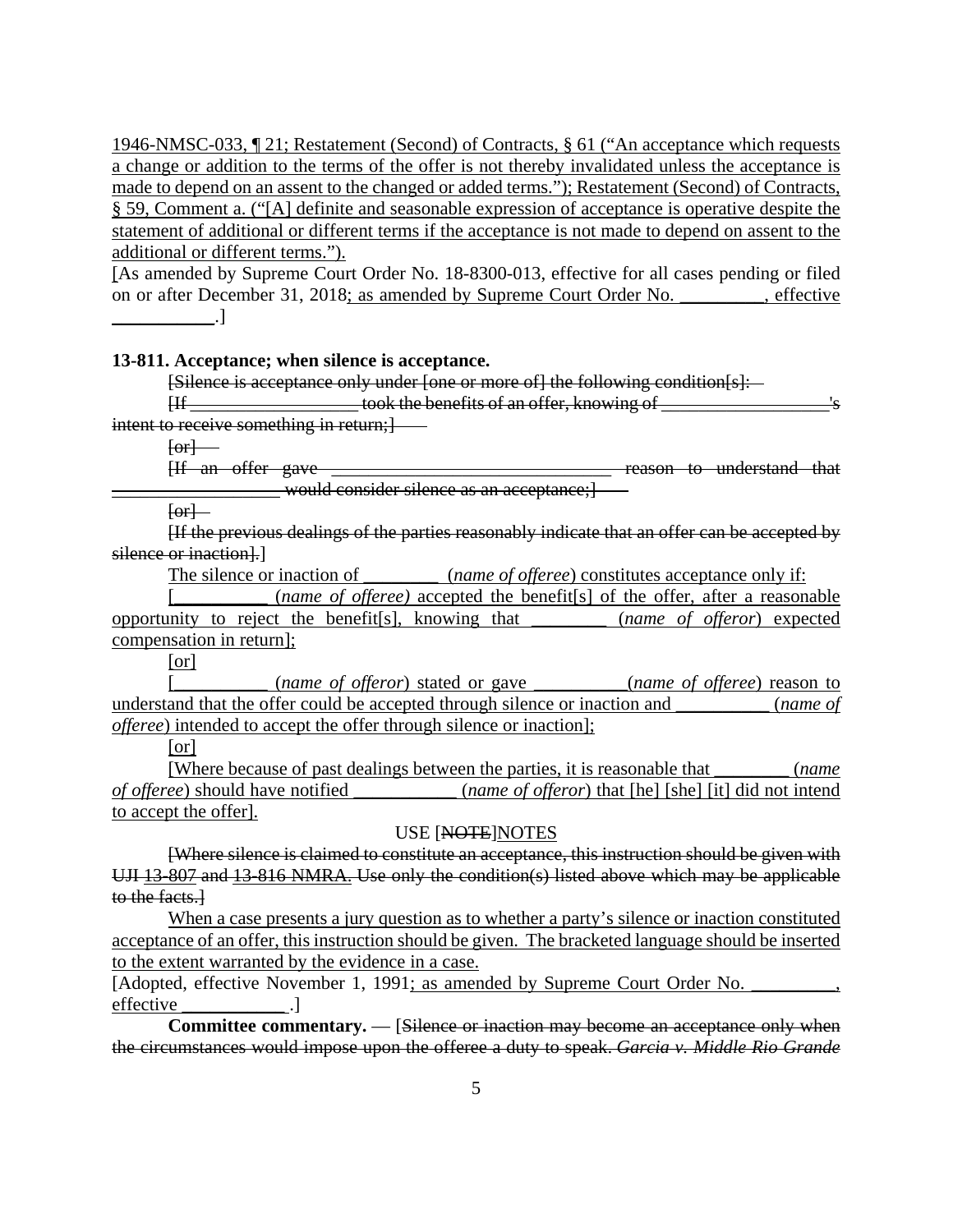1946-NMSC-033, ¶ 21; Restatement (Second) of Contracts, § 61 ("An acceptance which requests a change or addition to the terms of the offer is not thereby invalidated unless the acceptance is made to depend on an assent to the changed or added terms."); Restatement (Second) of Contracts, § 59, Comment a. ("[A] definite and seasonable expression of acceptance is operative despite the statement of additional or different terms if the acceptance is not made to depend on assent to the additional or different terms.").

[As amended by Supreme Court Order No. 18-8300-013, effective for all cases pending or filed on or after December 31, 2018; as amended by Supreme Court Order No. __________, effective ___________.]

**13-811. Acceptance; when silence is acceptance.**

~~[Silence is acceptance only under [one or more of] the following condition[s]:~~

~~[If __________________ took the benefits of an offer, knowing of __________________'s intent to receive something in return;]~~

~~[or]~~

~~[If an offer gave ______________________________ reason to understand that __________________ would consider silence as an acceptance;]~~

~~[or]~~

~~[If the previous dealings of the parties reasonably indicate that an offer can be accepted by silence or inaction].~~]

The silence or inaction of ________ (*name of offeree*) constitutes acceptance only if:

[__________ (*name of offeree)* accepted the benefit[s] of the offer, after a reasonable opportunity to reject the benefit[s], knowing that ________ (*name of offeror*) expected compensation in return];

[or]

[__________ (*name of offeror*) stated or gave __________(*name of offeree*) reason to understand that the offer could be accepted through silence or inaction and __________ (*name of offeree*) intended to accept the offer through silence or inaction];

[or]

[Where because of past dealings between the parties, it is reasonable that ________ (*name of offeree*) should have notified ___________ (*name of offeror*) that [he] [she] [it] did not intend to accept the offer].

USE [~~NOTE~~]NOTES

~~[Where silence is claimed to constitute an acceptance, this instruction should be given with UJI 13-807 and 13-816 NMRA. Use only the condition(s) listed above which may be applicable to the facts.]~~

When a case presents a jury question as to whether a party's silence or inaction constituted acceptance of an offer, this instruction should be given. The bracketed language should be inserted to the extent warranted by the evidence in a case.

[Adopted, effective November 1, 1991; as amended by Supreme Court Order No. _________, effective ___________.]

**Committee commentary.** — [~~Silence or inaction may become an acceptance only when the circumstances would impose upon the offeree a duty to speak. *Garcia v. Middle Rio Grande*~~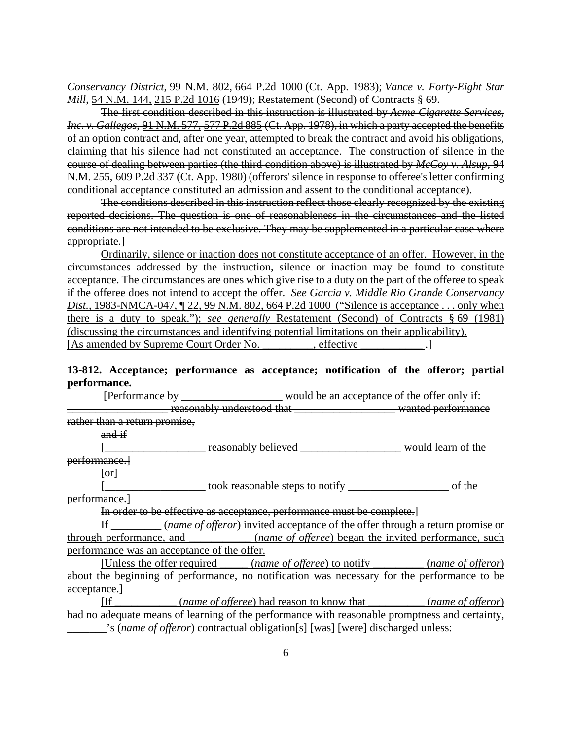~~*Conservancy District*, 99 N.M. 802, 664 P.2d 1000 (Ct. App. 1983); *Vance v. Forty-Eight Star Mill*, 54 N.M. 144, 215 P.2d 1016 (1949); Restatement (Second) of Contracts § 69.~~

~~The first condition described in this instruction is illustrated by *Acme Cigarette Services, Inc. v. Gallegos*, 91 N.M. 577, 577 P.2d 885 (Ct. App. 1978), in which a party accepted the benefits of an option contract and, after one year, attempted to break the contract and avoid his obligations, claiming that his silence had not constituted an acceptance. The construction of silence in the course of dealing between parties (the third condition above) is illustrated by *McCoy v. Alsup*, 94 N.M. 255, 609 P.2d 337 (Ct. App. 1980) (offerors' silence in response to offeree's letter confirming conditional acceptance constituted an admission and assent to the conditional acceptance).~~

~~The conditions described in this instruction reflect those clearly recognized by the existing reported decisions. The question is one of reasonableness in the circumstances and the listed conditions are not intended to be exclusive. They may be supplemented in a particular case where appropriate.~~]

<u>Ordinarily, silence or inaction does not constitute acceptance of an offer. However, in the circumstances addressed by the instruction, silence or inaction may be found to constitute acceptance. The circumstances are ones which give rise to a duty on the part of the offeree to speak if the offeree does not intend to accept the offer. *See Garcia v. Middle Rio Grande Conservancy Dist.*, 1983-NMCA-047, ¶ 22, 99 N.M. 802, 664 P.2d 1000 ("Silence is acceptance . . . only when there is a duty to speak."); *see generally* Restatement (Second) of Contracts § 69 (1981) (discussing the circumstances and identifying potential limitations on their applicability).</u>
<u>[As amended by Supreme Court Order No. _________, effective ___________.]</u>

**13-812. Acceptance; performance as acceptance; notification of the offeror; partial performance.**

[~~Performance by __________________ would be an acceptance of the offer only if: __________________ reasonably understood that __________________ wanted performance rather than a return promise,~~

~~and if~~

~~[__________________ reasonably believed __________________ would learn of the performance.]~~

~~[or]~~

~~[__________________ took reasonable steps to notify __________________ of the performance.]~~

~~In order to be effective as acceptance, performance must be complete.~~]

<u>If _________ (*name of offeror*) invited acceptance of the offer through a return promise or through performance, and ___________ (*name of offeree*) began the invited performance, such performance was an acceptance of the offer.</u>

<u>[Unless the offer required _____ (*name of offeree*) to notify _________ (*name of offeror*) about the beginning of performance, no notification was necessary for the performance to be acceptance.]</u>

<u>[If ___________ (*name of offeree*) had reason to know that __________ (*name of offeror*) had no adequate means of learning of the performance with reasonable promptness and certainty, _______'s (*name of offeror*) contractual obligation[s] [was] [were] discharged unless:</u>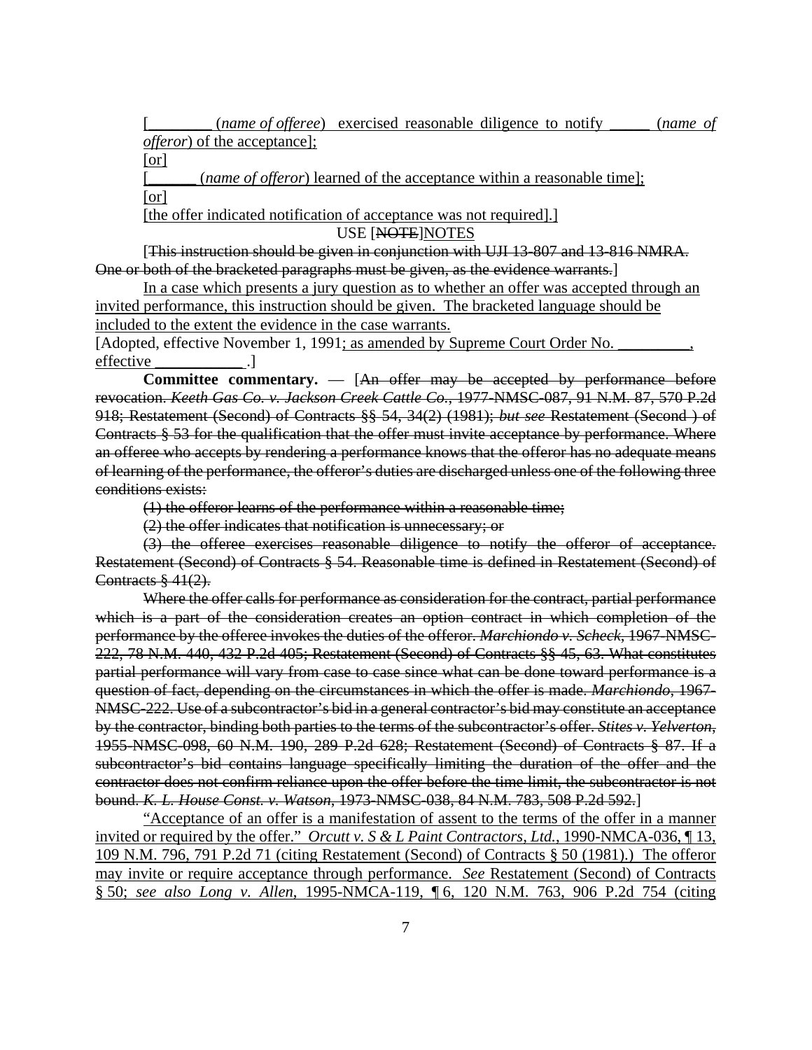[________ (*name of offeree*) exercised reasonable diligence to notify _____ (*name of offeror*) of the acceptance];

[or]

[______ (*name of offeror*) learned of the acceptance within a reasonable time];

[or]

[the offer indicated notification of acceptance was not required].]

USE [~~NOTE~~]NOTES

[~~This instruction should be given in conjunction with UJI 13-807 and 13-816 NMRA. One or both of the bracketed paragraphs must be given, as the evidence warrants.~~]

In a case which presents a jury question as to whether an offer was accepted through an invited performance, this instruction should be given. The bracketed language should be included to the extent the evidence in the case warrants.

[Adopted, effective November 1, 1991; as amended by Supreme Court Order No. _________, effective ___________ .]

**Committee commentary.** — [~~An offer may be accepted by performance before revocation.~~ ~~*Keeth Gas Co. v. Jackson Creek Cattle Co.*, 1977-NMSC-087, 91 N.M. 87, 570 P.2d 918; Restatement (Second) of Contracts §§ 54, 34(2) (1981);~~ ~~*but see*~~ ~~Restatement (Second ) of Contracts § 53 for the qualification that the offer must invite acceptance by performance. Where an offeree who accepts by rendering a performance knows that the offeror has no adequate means of learning of the performance, the offeror's duties are discharged unless one of the following three conditions exists:~~

~~(1) the offeror learns of the performance within a reasonable time;~~

~~(2) the offer indicates that notification is unnecessary; or~~

~~(3) the offeree exercises reasonable diligence to notify the offeror of acceptance. Restatement (Second) of Contracts § 54. Reasonable time is defined in Restatement (Second) of Contracts § 41(2).~~

~~Where the offer calls for performance as consideration for the contract, partial performance which is a part of the consideration creates an option contract in which completion of the performance by the offeree invokes the duties of the offeror.~~ ~~*Marchiondo v. Scheck*~~~~, 1967-NMSC-222, 78 N.M. 440, 432 P.2d 405; Restatement (Second) of Contracts §§ 45, 63. What constitutes partial performance will vary from case to case since what can be done toward performance is a question of fact, depending on the circumstances in which the offer is made.~~ ~~*Marchiondo*~~~~, 1967-NMSC-222. Use of a subcontractor's bid in a general contractor's bid may constitute an acceptance by the contractor, binding both parties to the terms of the subcontractor's offer.~~ ~~*Stites v. Yelverton*~~~~, 1955-NMSC-098, 60 N.M. 190, 289 P.2d 628; Restatement (Second) of Contracts § 87. If a subcontractor's bid contains language specifically limiting the duration of the offer and the contractor does not confirm reliance upon the offer before the time limit, the subcontractor is not bound.~~ ~~*K. L. House Const. v. Watson*~~~~, 1973-NMSC-038, 84 N.M. 783, 508 P.2d 592.~~]

"Acceptance of an offer is a manifestation of assent to the terms of the offer in a manner invited or required by the offer." *Orcutt v. S & L Paint Contractors, Ltd.*, 1990-NMCA-036, ¶ 13, 109 N.M. 796, 791 P.2d 71 (citing Restatement (Second) of Contracts § 50 (1981).) The offeror may invite or require acceptance through performance. *See* Restatement (Second) of Contracts § 50; *see also Long v. Allen*, 1995-NMCA-119, ¶ 6, 120 N.M. 763, 906 P.2d 754 (citing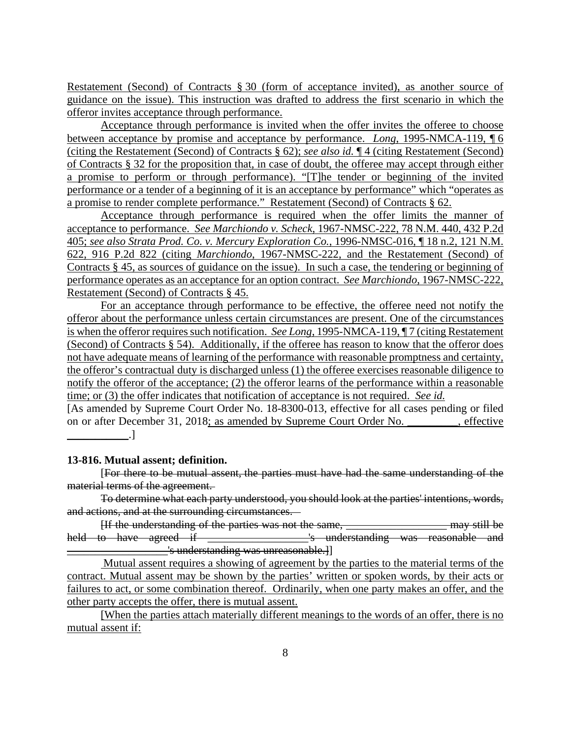Restatement (Second) of Contracts § 30 (form of acceptance invited), as another source of guidance on the issue). This instruction was drafted to address the first scenario in which the offeror invites acceptance through performance.

Acceptance through performance is invited when the offer invites the offeree to choose between acceptance by promise and acceptance by performance. *Long*, 1995-NMCA-119, ¶ 6 (citing the Restatement (Second) of Contracts § 62); *see also id.* ¶ 4 (citing Restatement (Second) of Contracts § 32 for the proposition that, in case of doubt, the offeree may accept through either a promise to perform or through performance). "[T]he tender or beginning of the invited performance or a tender of a beginning of it is an acceptance by performance" which "operates as a promise to render complete performance." Restatement (Second) of Contracts § 62.

Acceptance through performance is required when the offer limits the manner of acceptance to performance. *See Marchiondo v. Scheck*, 1967-NMSC-222, 78 N.M. 440, 432 P.2d 405; *see also Strata Prod. Co. v. Mercury Exploration Co.*, 1996-NMSC-016, ¶ 18 n.2, 121 N.M. 622, 916 P.2d 822 (citing *Marchiondo*, 1967-NMSC-222, and the Restatement (Second) of Contracts § 45, as sources of guidance on the issue). In such a case, the tendering or beginning of performance operates as an acceptance for an option contract. *See Marchiondo*, 1967-NMSC-222, Restatement (Second) of Contracts § 45.

For an acceptance through performance to be effective, the offeree need not notify the offeror about the performance unless certain circumstances are present. One of the circumstances is when the offeror requires such notification. *See Long*, 1995-NMCA-119, ¶ 7 (citing Restatement (Second) of Contracts § 54). Additionally, if the offeree has reason to know that the offeror does not have adequate means of learning of the performance with reasonable promptness and certainty, the offeror's contractual duty is discharged unless (1) the offeree exercises reasonable diligence to notify the offeror of the acceptance; (2) the offeror learns of the performance within a reasonable time; or (3) the offer indicates that notification of acceptance is not required. *See id.*

[As amended by Supreme Court Order No. 18-8300-013, effective for all cases pending or filed on or after December 31, 2018; as amended by Supreme Court Order No. _________, effective ___________.]

**13-816. Mutual assent; definition.**

[~~For there to be mutual assent, the parties must have had the same understanding of the material terms of the agreement.~~

~~To determine what each party understood, you should look at the parties' intentions, words, and actions, and at the surrounding circumstances.~~

~~[If the understanding of the parties was not the same, __________________ may still be held to have agreed if __________________'s understanding was reasonable and __________________'s understanding was unreasonable.]~~]

Mutual assent requires a showing of agreement by the parties to the material terms of the contract. Mutual assent may be shown by the parties' written or spoken words, by their acts or failures to act, or some combination thereof. Ordinarily, when one party makes an offer, and the other party accepts the offer, there is mutual assent.

[When the parties attach materially different meanings to the words of an offer, there is no mutual assent if: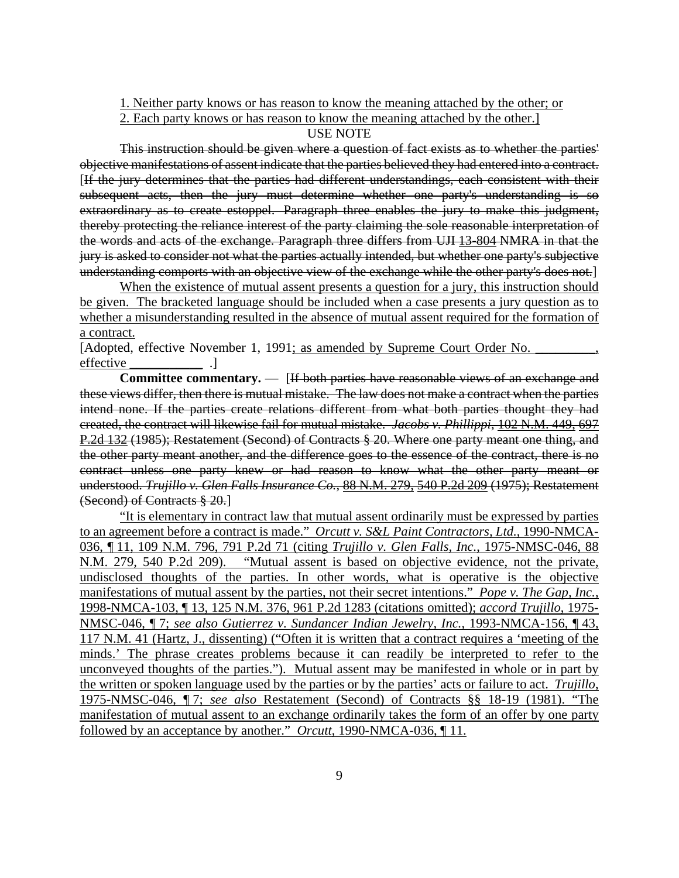1. Neither party knows or has reason to know the meaning attached by the other; or

2. Each party knows or has reason to know the meaning attached by the other.]

USE NOTE

~~This instruction should be given where a question of fact exists as to whether the parties' objective manifestations of assent indicate that the parties believed they had entered into a contract.~~ [~~If the jury determines that the parties had different understandings, each consistent with their subsequent acts, then the jury must determine whether one party's understanding is so extraordinary as to create estoppel. Paragraph three enables the jury to make this judgment, thereby protecting the reliance interest of the party claiming the sole reasonable interpretation of the words and acts of the exchange. Paragraph three differs from UJI 13-804 NMRA in that the jury is asked to consider not what the parties actually intended, but whether one party's subjective understanding comports with an objective view of the exchange while the other party's does not.~~]

When the existence of mutual assent presents a question for a jury, this instruction should be given. The bracketed language should be included when a case presents a jury question as to whether a misunderstanding resulted in the absence of mutual assent required for the formation of a contract.

[Adopted, effective November 1, 1991; as amended by Supreme Court Order No. _________, effective __________ .]

**Committee commentary.** — [~~If both parties have reasonable views of an exchange and these views differ, then there is mutual mistake. The law does not make a contract when the parties intend none. If the parties create relations different from what both parties thought they had created, the contract will likewise fail for mutual mistake.~~ ~~*Jacobs v. Phillippi*, 102 N.M. 449, 697 P.2d 132 (1985); Restatement (Second) of Contracts § 20. Where one party meant one thing, and the other party meant another, and the difference goes to the essence of the contract, there is no contract unless one party knew or had reason to know what the other party meant or understood. *Trujillo v. Glen Falls Insurance Co.*, 88 N.M. 279, 540 P.2d 209 (1975); Restatement (Second) of Contracts § 20.~~]

"It is elementary in contract law that mutual assent ordinarily must be expressed by parties to an agreement before a contract is made." *Orcutt v. S&L Paint Contractors, Ltd.*, 1990-NMCA-036, ¶ 11, 109 N.M. 796, 791 P.2d 71 (citing *Trujillo v. Glen Falls, Inc.*, 1975-NMSC-046, 88 N.M. 279, 540 P.2d 209). "Mutual assent is based on objective evidence, not the private, undisclosed thoughts of the parties. In other words, what is operative is the objective manifestations of mutual assent by the parties, not their secret intentions." *Pope v. The Gap, Inc.*, 1998-NMCA-103, ¶ 13, 125 N.M. 376, 961 P.2d 1283 (citations omitted); *accord Trujillo*, 1975-NMSC-046, ¶ 7; *see also Gutierrez v. Sundancer Indian Jewelry, Inc.*, 1993-NMCA-156, ¶ 43, 117 N.M. 41 (Hartz, J., dissenting) ("Often it is written that a contract requires a 'meeting of the minds.' The phrase creates problems because it can readily be interpreted to refer to the unconveyed thoughts of the parties."). Mutual assent may be manifested in whole or in part by the written or spoken language used by the parties or by the parties' acts or failure to act. *Trujillo*, 1975-NMSC-046, ¶ 7; *see also* Restatement (Second) of Contracts §§ 18-19 (1981). "The manifestation of mutual assent to an exchange ordinarily takes the form of an offer by one party followed by an acceptance by another." *Orcutt*, 1990-NMCA-036, ¶ 11.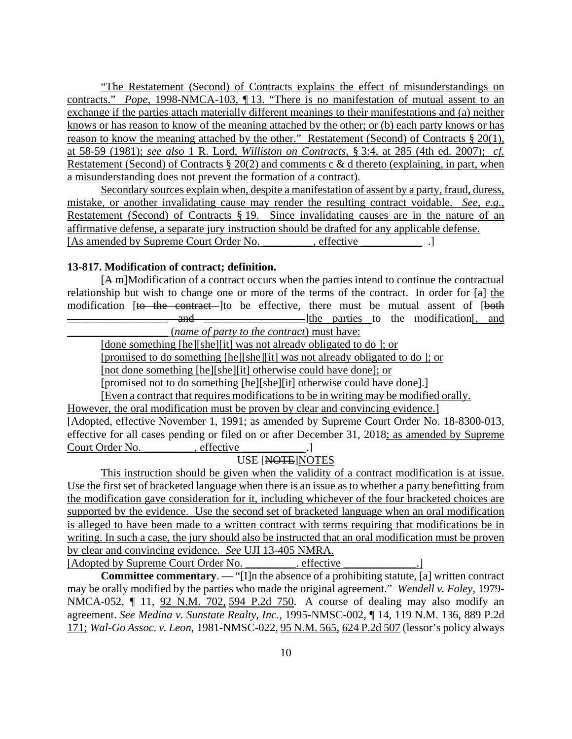"The Restatement (Second) of Contracts explains the effect of misunderstandings on contracts." *Pope*, 1998-NMCA-103, ¶ 13. "There is no manifestation of mutual assent to an exchange if the parties attach materially different meanings to their manifestations and (a) neither knows or has reason to know of the meaning attached by the other; or (b) each party knows or has reason to know the meaning attached by the other." Restatement (Second) of Contracts § 20(1), at 58-59 (1981); *see also* 1 R. Lord, *Williston on Contracts*, § 3:4, at 285 (4th ed. 2007); *cf.* Restatement (Second) of Contracts § 20(2) and comments c & d thereto (explaining, in part, when a misunderstanding does not prevent the formation of a contract).

Secondary sources explain when, despite a manifestation of assent by a party, fraud, duress, mistake, or another invalidating cause may render the resulting contract voidable. *See, e.g.*, Restatement (Second) of Contracts § 19. Since invalidating causes are in the nature of an affirmative defense, a separate jury instruction should be drafted for any applicable defense.

[As amended by Supreme Court Order No. _________, effective ___________ .]

**13-817. Modification of contract; definition.**

[~~A m~~]Modification of a contract occurs when the parties intend to continue the contractual relationship but wish to change one or more of the terms of the contract. In order for [~~a~~] the modification [~~to the contract~~ ]to be effective, there must be mutual assent of [~~both __________________ and __________________~~]the parties to the modification[, and __________________ (*name of party to the contract*) must have:

[done something [he][she][it] was not already obligated to do ]; or

[promised to do something [he][she][it] was not already obligated to do ]; or

[not done something [he][she][it] otherwise could have done]; or

[promised not to do something [he][she][it] otherwise could have done].]

[Even a contract that requires modifications to be in writing may be modified orally. However, the oral modification must be proven by clear and convincing evidence.]

[Adopted, effective November 1, 1991; as amended by Supreme Court Order No. 18-8300-013, effective for all cases pending or filed on or after December 31, 2018; as amended by Supreme Court Order No. _________, effective ___________ .]

USE [~~NOTE~~]NOTES

This instruction should be given when the validity of a contract modification is at issue. Use the first set of bracketed language when there is an issue as to whether a party benefitting from the modification gave consideration for it, including whichever of the four bracketed choices are supported by the evidence. Use the second set of bracketed language when an oral modification is alleged to have been made to a written contract with terms requiring that modifications be in writing. In such a case, the jury should also be instructed that an oral modification must be proven by clear and convincing evidence. *See* UJI 13-405 NMRA.

[Adopted by Supreme Court Order No. _________. effective _____________.]

**Committee commentary**. — "[I]n the absence of a prohibiting statute, [a] written contract may be orally modified by the parties who made the original agreement." *Wendell v. Foley*, 1979-NMCA-052, ¶ 11, 92 N.M. 702, 594 P.2d 750. A course of dealing may also modify an agreement. *See Medina v. Sunstate Realty, Inc.*, 1995-NMSC-002, ¶ 14, 119 N.M. 136, 889 P.2d 171; *Wal-Go Assoc. v. Leon*, 1981-NMSC-022, 95 N.M. 565, 624 P.2d 507 (lessor's policy always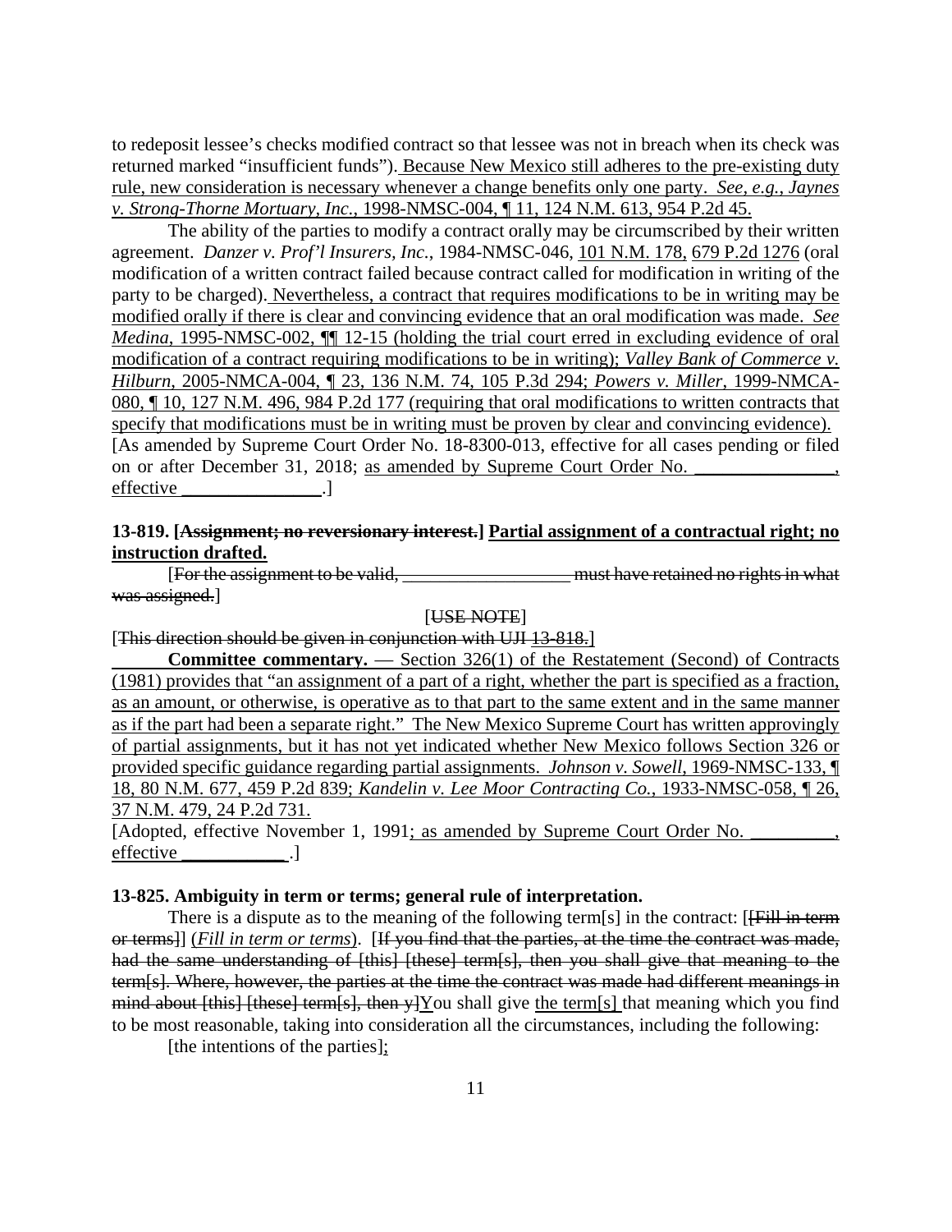to redeposit lessee's checks modified contract so that lessee was not in breach when its check was returned marked "insufficient funds"). Because New Mexico still adheres to the pre-existing duty rule, new consideration is necessary whenever a change benefits only one party. *See, e.g., Jaynes v. Strong-Thorne Mortuary, Inc.*, 1998-NMSC-004, ¶ 11, 124 N.M. 613, 954 P.2d 45.

The ability of the parties to modify a contract orally may be circumscribed by their written agreement. *Danzer v. Prof'l Insurers, Inc.*, 1984-NMSC-046, 101 N.M. 178, 679 P.2d 1276 (oral modification of a written contract failed because contract called for modification in writing of the party to be charged). Nevertheless, a contract that requires modifications to be in writing may be modified orally if there is clear and convincing evidence that an oral modification was made. *See Medina*, 1995-NMSC-002, ¶¶ 12-15 (holding the trial court erred in excluding evidence of oral modification of a contract requiring modifications to be in writing); *Valley Bank of Commerce v. Hilburn*, 2005-NMCA-004, ¶ 23, 136 N.M. 74, 105 P.3d 294; *Powers v. Miller*, 1999-NMCA-080, ¶ 10, 127 N.M. 496, 984 P.2d 177 (requiring that oral modifications to written contracts that specify that modifications must be in writing must be proven by clear and convincing evidence).

[As amended by Supreme Court Order No. 18-8300-013, effective for all cases pending or filed on or after December 31, 2018; as amended by Supreme Court Order No. _______________, effective _______________.]

**13-819. [~~Assignment; no reversionary interest.~~] Partial assignment of a contractual right; no instruction drafted.**

[~~For the assignment to be valid, __________________ must have retained no rights in what was assigned.~~]

[~~USE NOTE~~]

[~~This direction should be given in conjunction with UJI 13-818.~~]

**Committee commentary.** — Section 326(1) of the Restatement (Second) of Contracts (1981) provides that "an assignment of a part of a right, whether the part is specified as a fraction, as an amount, or otherwise, is operative as to that part to the same extent and in the same manner as if the part had been a separate right." The New Mexico Supreme Court has written approvingly of partial assignments, but it has not yet indicated whether New Mexico follows Section 326 or provided specific guidance regarding partial assignments. *Johnson v. Sowell*, 1969-NMSC-133, ¶ 18, 80 N.M. 677, 459 P.2d 839; *Kandelin v. Lee Moor Contracting Co.*, 1933-NMSC-058, ¶ 26, 37 N.M. 479, 24 P.2d 731.

[Adopted, effective November 1, 1991; as amended by Supreme Court Order No. _________, effective ___________.]

**13-825. Ambiguity in term or terms; general rule of interpretation.**

There is a dispute as to the meaning of the following term[s] in the contract: [~~[Fill in term or terms]~~] (*Fill in term or terms*). [~~If you find that the parties, at the time the contract was made, had the same understanding of [this] [these] term[s], then you shall give that meaning to the term[s]. Where, however, the parties at the time the contract was made had different meanings in mind about [this] [these] term[s], then y~~]You shall give the term[s] that meaning which you find to be most reasonable, taking into consideration all the circumstances, including the following:

[the intentions of the parties];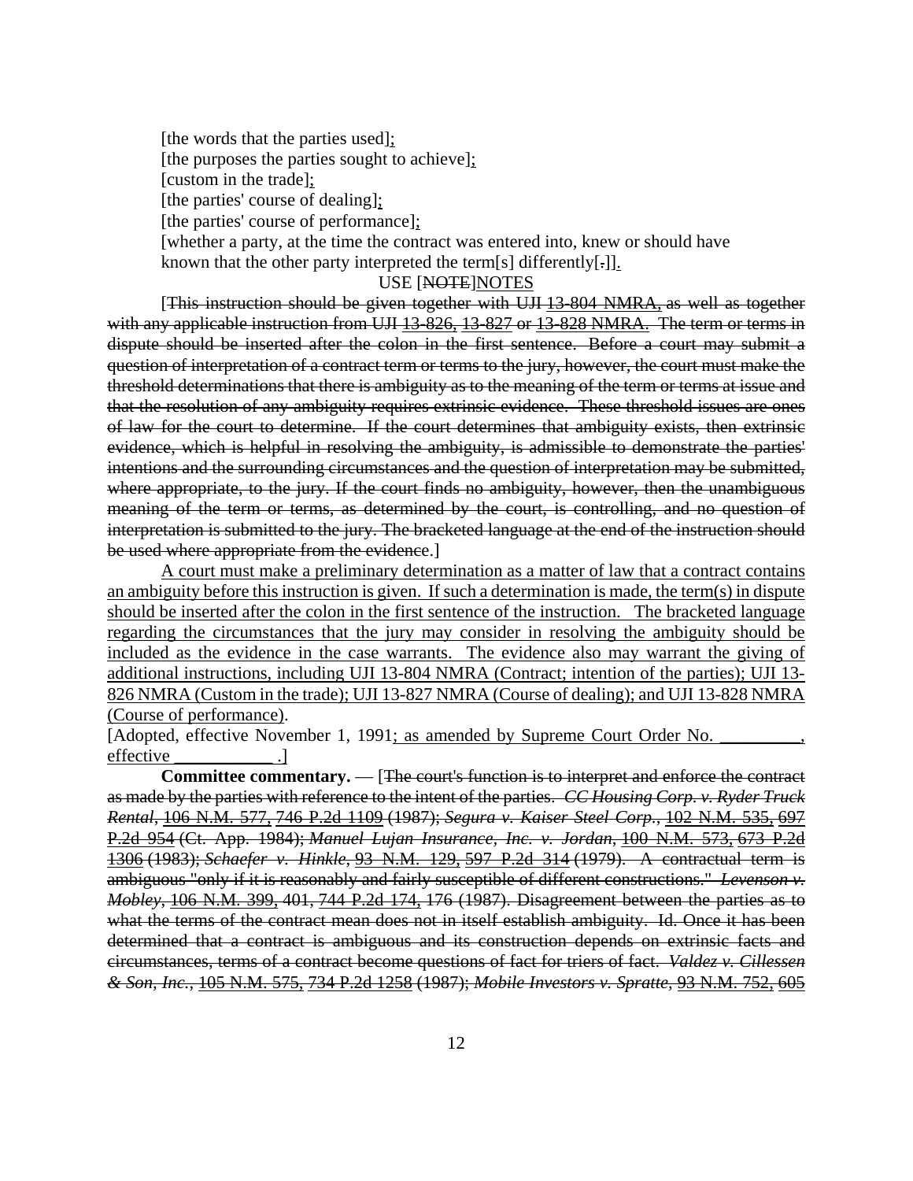[the words that the parties used];

[the purposes the parties sought to achieve];

[custom in the trade];

[the parties' course of dealing];

[the parties' course of performance];

[whether a party, at the time the contract was entered into, knew or should have known that the other party interpreted the term[s] differently[.]].

USE [NOTE]NOTES

[This instruction should be given together with UJI 13-804 NMRA, as well as together with any applicable instruction from UJI 13-826, 13-827 or 13-828 NMRA. The term or terms in dispute should be inserted after the colon in the first sentence. Before a court may submit a question of interpretation of a contract term or terms to the jury, however, the court must make the threshold determinations that there is ambiguity as to the meaning of the term or terms at issue and that the resolution of any ambiguity requires extrinsic evidence. These threshold issues are ones of law for the court to determine. If the court determines that ambiguity exists, then extrinsic evidence, which is helpful in resolving the ambiguity, is admissible to demonstrate the parties' intentions and the surrounding circumstances and the question of interpretation may be submitted, where appropriate, to the jury. If the court finds no ambiguity, however, then the unambiguous meaning of the term or terms, as determined by the court, is controlling, and no question of interpretation is submitted to the jury. The bracketed language at the end of the instruction should be used where appropriate from the evidence.]

A court must make a preliminary determination as a matter of law that a contract contains an ambiguity before this instruction is given. If such a determination is made, the term(s) in dispute should be inserted after the colon in the first sentence of the instruction. The bracketed language regarding the circumstances that the jury may consider in resolving the ambiguity should be included as the evidence in the case warrants. The evidence also may warrant the giving of additional instructions, including UJI 13-804 NMRA (Contract; intention of the parties); UJI 13-826 NMRA (Custom in the trade); UJI 13-827 NMRA (Course of dealing); and UJI 13-828 NMRA (Course of performance).

[Adopted, effective November 1, 1991; as amended by Supreme Court Order No. _________, effective ___________ .]

**Committee commentary.** — [The court's function is to interpret and enforce the contract as made by the parties with reference to the intent of the parties. *CC Housing Corp. v. Ryder Truck Rental*, 106 N.M. 577, 746 P.2d 1109 (1987); *Segura v. Kaiser Steel Corp.*, 102 N.M. 535, 697 P.2d 954 (Ct. App. 1984); *Manuel Lujan Insurance, Inc. v. Jordan*, 100 N.M. 573, 673 P.2d 1306 (1983); *Schaefer v. Hinkle*, 93 N.M. 129, 597 P.2d 314 (1979). A contractual term is ambiguous "only if it is reasonably and fairly susceptible of different constructions." *Levenson v. Mobley*, 106 N.M. 399, 401, 744 P.2d 174, 176 (1987). Disagreement between the parties as to what the terms of the contract mean does not in itself establish ambiguity. Id. Once it has been determined that a contract is ambiguous and its construction depends on extrinsic facts and circumstances, terms of a contract become questions of fact for triers of fact. *Valdez v. Cillessen & Son, Inc.*, 105 N.M. 575, 734 P.2d 1258 (1987); *Mobile Investors v. Spratte*, 93 N.M. 752, 605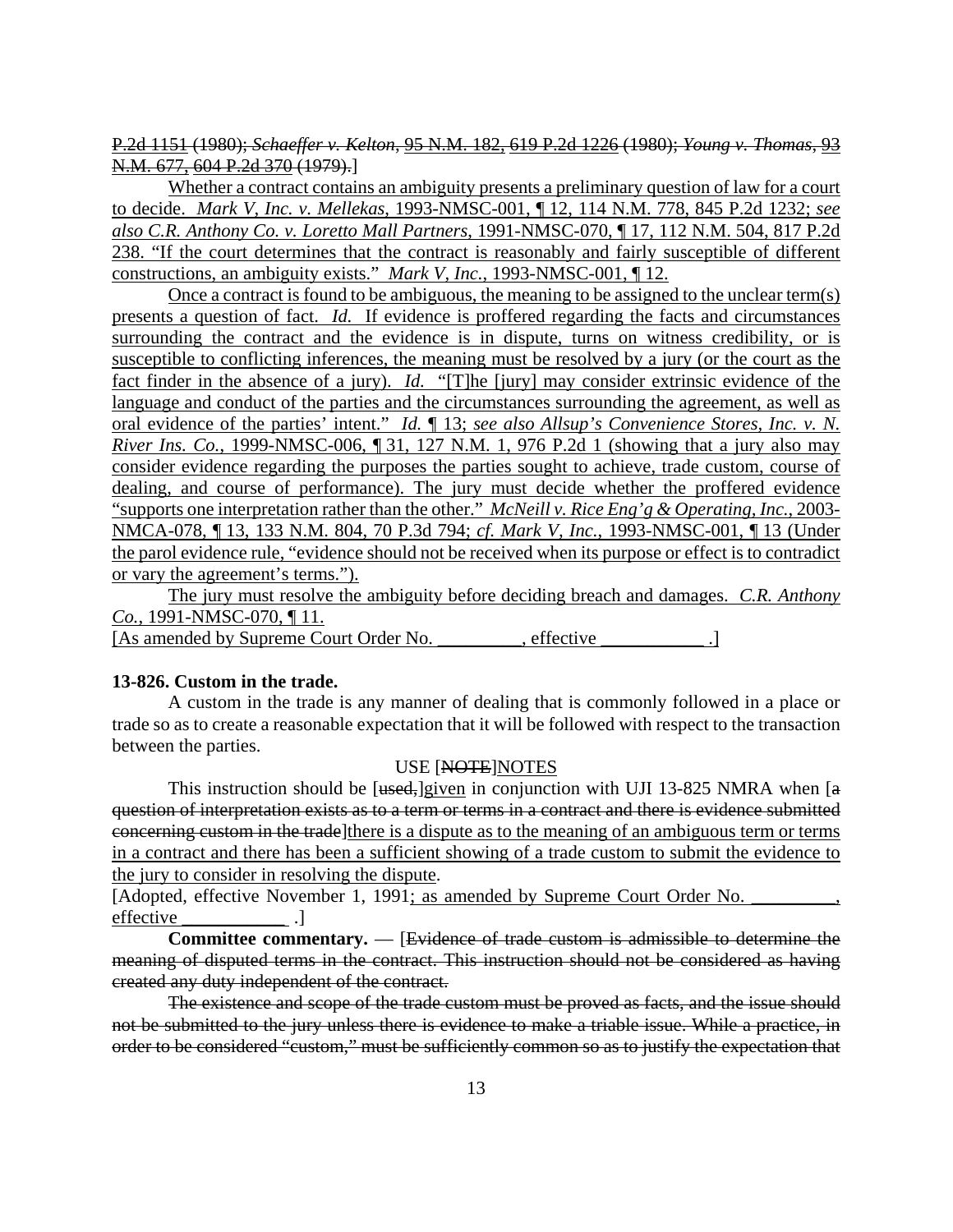P.2d 1151 (1980); *Schaeffer v. Kelton*, 95 N.M. 182, 619 P.2d 1226 (1980); *Young v. Thomas*, 93 N.M. 677, 604 P.2d 370 (1979).]

Whether a contract contains an ambiguity presents a preliminary question of law for a court to decide. *Mark V, Inc. v. Mellekas*, 1993-NMSC-001, ¶ 12, 114 N.M. 778, 845 P.2d 1232; *see also C.R. Anthony Co. v. Loretto Mall Partners*, 1991-NMSC-070, ¶ 17, 112 N.M. 504, 817 P.2d 238. "If the court determines that the contract is reasonably and fairly susceptible of different constructions, an ambiguity exists." *Mark V, Inc.*, 1993-NMSC-001, ¶ 12.

Once a contract is found to be ambiguous, the meaning to be assigned to the unclear term(s) presents a question of fact. *Id.* If evidence is proffered regarding the facts and circumstances surrounding the contract and the evidence is in dispute, turns on witness credibility, or is susceptible to conflicting inferences, the meaning must be resolved by a jury (or the court as the fact finder in the absence of a jury). *Id.* "[T]he [jury] may consider extrinsic evidence of the language and conduct of the parties and the circumstances surrounding the agreement, as well as oral evidence of the parties' intent." *Id.* ¶ 13; *see also Allsup's Convenience Stores, Inc. v. N. River Ins. Co.*, 1999-NMSC-006, ¶ 31, 127 N.M. 1, 976 P.2d 1 (showing that a jury also may consider evidence regarding the purposes the parties sought to achieve, trade custom, course of dealing, and course of performance). The jury must decide whether the proffered evidence "supports one interpretation rather than the other." *McNeill v. Rice Eng'g & Operating, Inc.*, 2003-NMCA-078, ¶ 13, 133 N.M. 804, 70 P.3d 794; *cf. Mark V, Inc.*, 1993-NMSC-001, ¶ 13 (Under the parol evidence rule, "evidence should not be received when its purpose or effect is to contradict or vary the agreement's terms.").

The jury must resolve the ambiguity before deciding breach and damages. *C.R. Anthony Co.*, 1991-NMSC-070, ¶ 11.

[As amended by Supreme Court Order No. _________, effective ___________ .]

**13-826. Custom in the trade.**

A custom in the trade is any manner of dealing that is commonly followed in a place or trade so as to create a reasonable expectation that it will be followed with respect to the transaction between the parties.

USE [NOTE]NOTES

This instruction should be [used,]given in conjunction with UJI 13-825 NMRA when [a question of interpretation exists as to a term or terms in a contract and there is evidence submitted concerning custom in the trade]there is a dispute as to the meaning of an ambiguous term or terms in a contract and there has been a sufficient showing of a trade custom to submit the evidence to the jury to consider in resolving the dispute.

[Adopted, effective November 1, 1991; as amended by Supreme Court Order No. _________, effective ___________ .]

**Committee commentary.** — [Evidence of trade custom is admissible to determine the meaning of disputed terms in the contract. This instruction should not be considered as having created any duty independent of the contract.

The existence and scope of the trade custom must be proved as facts, and the issue should not be submitted to the jury unless there is evidence to make a triable issue. While a practice, in order to be considered "custom," must be sufficiently common so as to justify the expectation that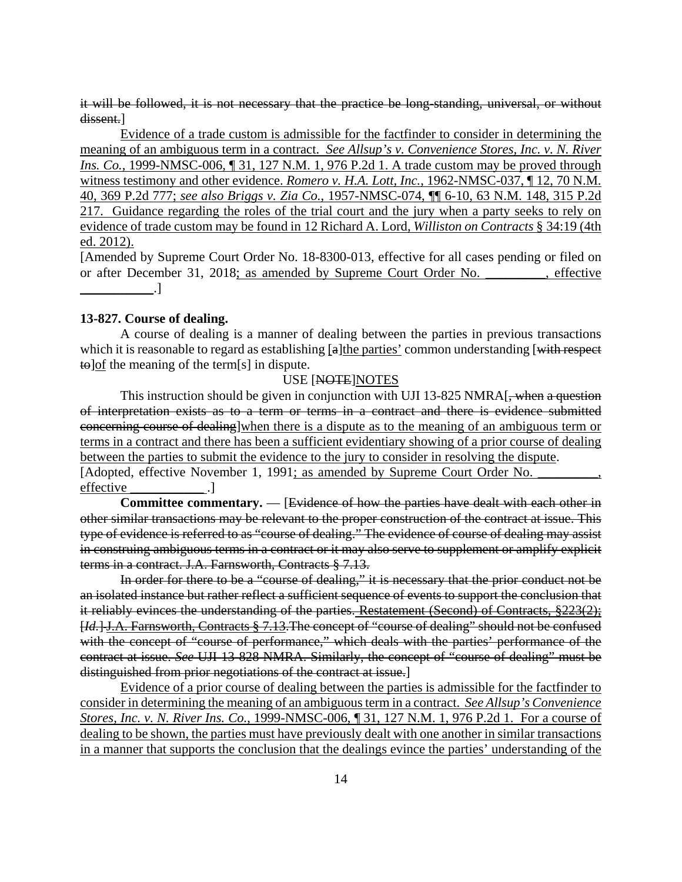~~it will be followed, it is not necessary that the practice be long-standing, universal, or without dissent.~~]

<u>Evidence of a trade custom is admissible for the factfinder to consider in determining the meaning of an ambiguous term in a contract. *See Allsup's v. Convenience Stores, Inc. v. N. River Ins. Co.*, 1999-NMSC-006, ¶ 31, 127 N.M. 1, 976 P.2d 1. A trade custom may be proved through witness testimony and other evidence. *Romero v. H.A. Lott, Inc.*, 1962-NMSC-037, ¶ 12, 70 N.M. 40, 369 P.2d 777; *see also Briggs v. Zia Co.*, 1957-NMSC-074, ¶¶ 6-10, 63 N.M. 148, 315 P.2d 217. Guidance regarding the roles of the trial court and the jury when a party seeks to rely on evidence of trade custom may be found in 12 Richard A. Lord, *Williston on Contracts* § 34:19 (4th ed. 2012).</u>

[Amended by Supreme Court Order No. 18-8300-013, effective for all cases pending or filed on or after December 31, 2018<u>; as amended by Supreme Court Order No. _________, effective ___________</u>.]

**13-827. Course of dealing.**

A course of dealing is a manner of dealing between the parties in previous transactions which it is reasonable to regard as establishing [~~a~~]<u>the parties'</u> common understanding [~~with respect to~~]<u>of</u> the meaning of the term[s] in dispute.

USE [~~NOTE~~]<u>NOTES</u>

This instruction should be given in conjunction with UJI 13-825 NMRA[~~, when a question of interpretation exists as to a term or terms in a contract and there is evidence submitted concerning course of dealing~~]<u>when there is a dispute as to the meaning of an ambiguous term or terms in a contract and there has been a sufficient evidentiary showing of a prior course of dealing between the parties to submit the evidence to the jury to consider in resolving the dispute</u>.

[Adopted, effective November 1, 1991<u>; as amended by Supreme Court Order No. _________, effective ___________</u>.]

**Committee commentary.** — [~~Evidence of how the parties have dealt with each other in other similar transactions may be relevant to the proper construction of the contract at issue. This type of evidence is referred to as "course of dealing." The evidence of course of dealing may assist in construing ambiguous terms in a contract or it may also serve to supplement or amplify explicit terms in a contract. J.A. Farnsworth, Contracts § 7.13.~~

~~In order for there to be a "course of dealing," it is necessary that the prior conduct not be an isolated instance but rather reflect a sufficient sequence of events to support the conclusion that it reliably evinces the understanding of the parties. Restatement (Second) of Contracts, §223(2);~~ [*Id.*] ~~J.A. Farnsworth, Contracts § 7.13. The concept of "course of dealing" should not be confused with the concept of "course of performance," which deals with the parties' performance of the contract at issue. *See* UJI 13-828 NMRA. Similarly, the concept of "course of dealing" must be distinguished from prior negotiations of the contract at issue.~~]

<u>Evidence of a prior course of dealing between the parties is admissible for the factfinder to consider in determining the meaning of an ambiguous term in a contract. *See Allsup's Convenience Stores, Inc. v. N. River Ins. Co.*, 1999-NMSC-006, ¶ 31, 127 N.M. 1, 976 P.2d 1. For a course of dealing to be shown, the parties must have previously dealt with one another in similar transactions in a manner that supports the conclusion that the dealings evince the parties' understanding of the</u>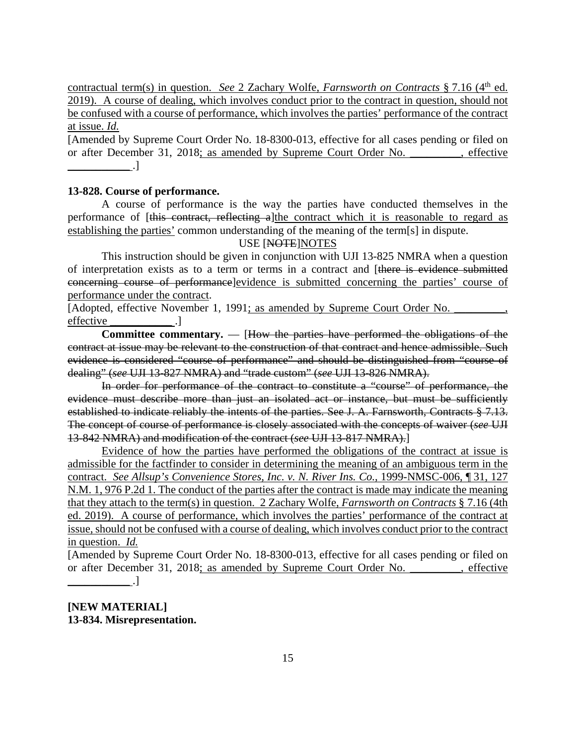contractual term(s) in question. *See* 2 Zachary Wolfe, *Farnsworth on Contracts* § 7.16 (4th ed. 2019). A course of dealing, which involves conduct prior to the contract in question, should not be confused with a course of performance, which involves the parties' performance of the contract at issue. *Id.*

[Amended by Supreme Court Order No. 18-8300-013, effective for all cases pending or filed on or after December 31, 2018; as amended by Supreme Court Order No. _________, effective ___________.]

**13-828. Course of performance.**

A course of performance is the way the parties have conducted themselves in the performance of [~~this contract, reflecting a~~]the contract which it is reasonable to regard as establishing the parties' common understanding of the meaning of the term[s] in dispute.

USE [~~NOTE~~]NOTES

This instruction should be given in conjunction with UJI 13-825 NMRA when a question of interpretation exists as to a term or terms in a contract and [~~there is evidence submitted concerning course of performance~~]evidence is submitted concerning the parties' course of performance under the contract.

[Adopted, effective November 1, 1991; as amended by Supreme Court Order No. _________, effective ___________.]

**Committee commentary.** — [~~How the parties have performed the obligations of the contract at issue may be relevant to the construction of that contract and hence admissible. Such evidence is considered "course of performance" and should be distinguished from "course of dealing" (*see* UJI 13-827 NMRA) and "trade custom" (*see* UJI 13-826 NMRA).~~

~~In order for performance of the contract to constitute a "course" of performance, the evidence must describe more than just an isolated act or instance, but must be sufficiently established to indicate reliably the intents of the parties. See J. A. Farnsworth, Contracts § 7.13. The concept of course of performance is closely associated with the concepts of waiver (*see* UJI 13-842 NMRA) and modification of the contract (*see* UJI 13-817 NMRA).~~]

Evidence of how the parties have performed the obligations of the contract at issue is admissible for the factfinder to consider in determining the meaning of an ambiguous term in the contract. *See Allsup's Convenience Stores, Inc. v. N. River Ins. Co.*, 1999-NMSC-006, ¶ 31, 127 N.M. 1, 976 P.2d 1. The conduct of the parties after the contract is made may indicate the meaning that they attach to the term(s) in question. 2 Zachary Wolfe, *Farnsworth on Contracts* § 7.16 (4th ed. 2019). A course of performance, which involves the parties' performance of the contract at issue, should not be confused with a course of dealing, which involves conduct prior to the contract in question. *Id.*

[Amended by Supreme Court Order No. 18-8300-013, effective for all cases pending or filed on or after December 31, 2018; as amended by Supreme Court Order No. _________, effective ___________.]

**[NEW MATERIAL]**
**13-834. Misrepresentation.**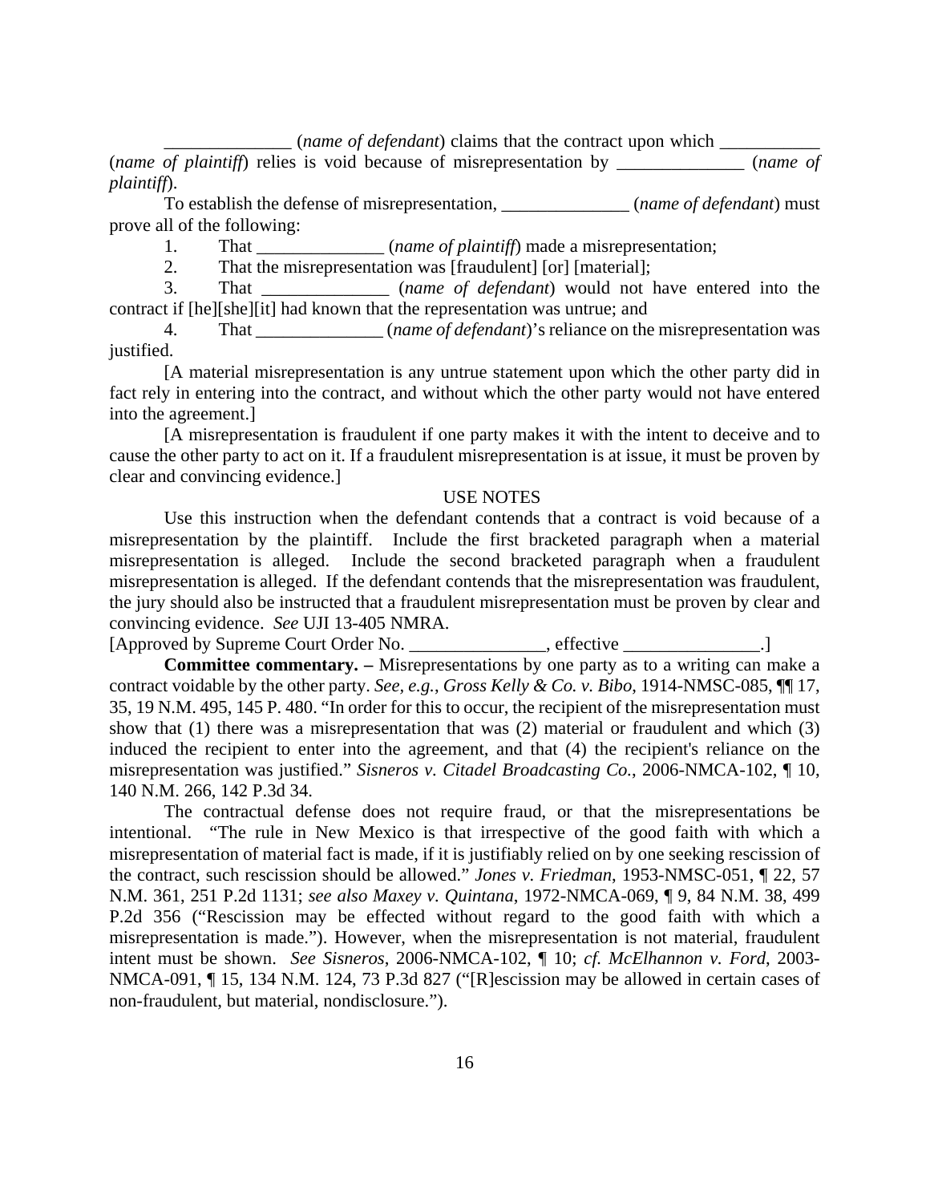______________ (*name of defendant*) claims that the contract upon which ___________ (*name of plaintiff*) relies is void because of misrepresentation by ______________ (*name of plaintiff*).

To establish the defense of misrepresentation, ______________ (*name of defendant*) must prove all of the following:

1. That ______________ (*name of plaintiff*) made a misrepresentation;
2. That the misrepresentation was [fraudulent] [or] [material];
3. That ______________ (*name of defendant*) would not have entered into the contract if [he][she][it] had known that the representation was untrue; and
4. That ______________ (*name of defendant*)'s reliance on the misrepresentation was justified.

[A material misrepresentation is any untrue statement upon which the other party did in fact rely in entering into the contract, and without which the other party would not have entered into the agreement.]

[A misrepresentation is fraudulent if one party makes it with the intent to deceive and to cause the other party to act on it. If a fraudulent misrepresentation is at issue, it must be proven by clear and convincing evidence.]

USE NOTES

Use this instruction when the defendant contends that a contract is void because of a misrepresentation by the plaintiff. Include the first bracketed paragraph when a material misrepresentation is alleged. Include the second bracketed paragraph when a fraudulent misrepresentation is alleged. If the defendant contends that the misrepresentation was fraudulent, the jury should also be instructed that a fraudulent misrepresentation must be proven by clear and convincing evidence. *See* UJI 13-405 NMRA.

[Approved by Supreme Court Order No. _______________, effective _______________.]

**Committee commentary. –** Misrepresentations by one party as to a writing can make a contract voidable by the other party. *See, e.g.*, *Gross Kelly & Co. v. Bibo*, 1914-NMSC-085, ¶¶ 17, 35, 19 N.M. 495, 145 P. 480. "In order for this to occur, the recipient of the misrepresentation must show that (1) there was a misrepresentation that was (2) material or fraudulent and which (3) induced the recipient to enter into the agreement, and that (4) the recipient's reliance on the misrepresentation was justified." *Sisneros v. Citadel Broadcasting Co.*, 2006-NMCA-102, ¶ 10, 140 N.M. 266, 142 P.3d 34.

The contractual defense does not require fraud, or that the misrepresentations be intentional. "The rule in New Mexico is that irrespective of the good faith with which a misrepresentation of material fact is made, if it is justifiably relied on by one seeking rescission of the contract, such rescission should be allowed." *Jones v. Friedman*, 1953-NMSC-051, ¶ 22, 57 N.M. 361, 251 P.2d 1131; *see also Maxey v. Quintana*, 1972-NMCA-069, ¶ 9, 84 N.M. 38, 499 P.2d 356 ("Rescission may be effected without regard to the good faith with which a misrepresentation is made."). However, when the misrepresentation is not material, fraudulent intent must be shown. *See Sisneros*, 2006-NMCA-102, ¶ 10; *cf. McElhannon v. Ford*, 2003-NMCA-091, ¶ 15, 134 N.M. 124, 73 P.3d 827 ("[R]escission may be allowed in certain cases of non-fraudulent, but material, nondisclosure.").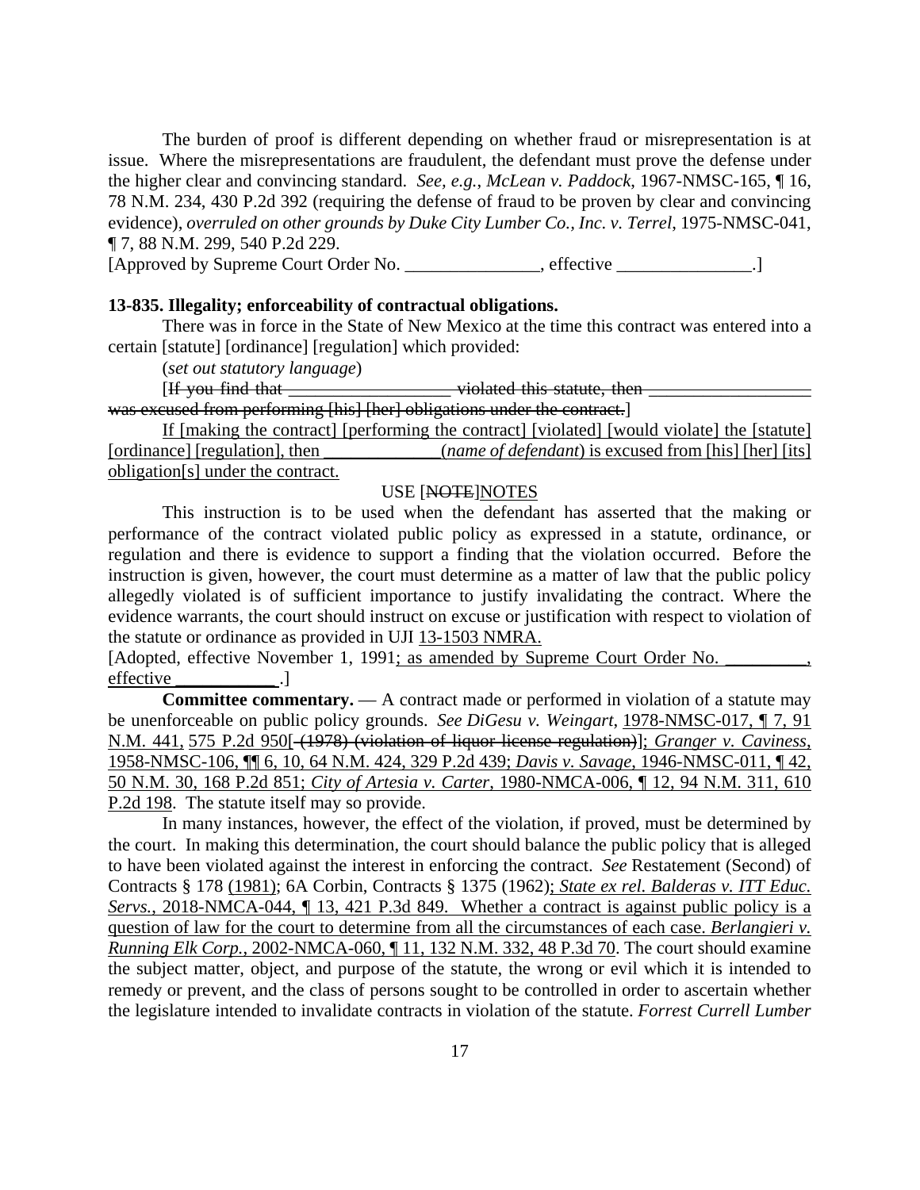The burden of proof is different depending on whether fraud or misrepresentation is at issue. Where the misrepresentations are fraudulent, the defendant must prove the defense under the higher clear and convincing standard. *See, e.g.*, *McLean v. Paddock*, 1967-NMSC-165, ¶ 16, 78 N.M. 234, 430 P.2d 392 (requiring the defense of fraud to be proven by clear and convincing evidence), *overruled on other grounds by Duke City Lumber Co., Inc. v. Terrel*, 1975-NMSC-041, ¶ 7, 88 N.M. 299, 540 P.2d 229.

[Approved by Supreme Court Order No. _______________, effective _______________.]

**13-835. Illegality; enforceability of contractual obligations.**

There was in force in the State of New Mexico at the time this contract was entered into a certain [statute] [ordinance] [regulation] which provided:

(*set out statutory language*)

[~~If you find that __________________ violated this statute, then __________________ was excused from performing [his] [her] obligations under the contract.~~]

<u>If [making the contract] [performing the contract] [violated] [would violate] the [statute] [ordinance] [regulation], then _____________(*name of defendant*) is excused from [his] [her] [its] obligation[s] under the contract.</u>

USE [~~NOTE~~]<u>NOTES</u>

This instruction is to be used when the defendant has asserted that the making or performance of the contract violated public policy as expressed in a statute, ordinance, or regulation and there is evidence to support a finding that the violation occurred. Before the instruction is given, however, the court must determine as a matter of law that the public policy allegedly violated is of sufficient importance to justify invalidating the contract. Where the evidence warrants, the court should instruct on excuse or justification with respect to violation of the statute or ordinance as provided in UJI <u>13-1503 NMRA.</u>

[Adopted, effective November 1, 1991<u>; as amended by Supreme Court Order No. _________, effective ___________</u>.]

**Committee commentary.** — A contract made or performed in violation of a statute may be unenforceable on public policy grounds. *See DiGesu v. Weingart*, <u>1978-NMSC-017, ¶ 7, 91 N.M. 441,</u> 575 P.2d 950[~~ (1978) (violation of liquor license regulation)~~]<u>; *Granger v. Caviness*, 1958-NMSC-106, ¶¶ 6, 10, 64 N.M. 424, 329 P.2d 439; *Davis v. Savage*, 1946-NMSC-011, ¶ 42, 50 N.M. 30, 168 P.2d 851; *City of Artesia v. Carter*, 1980-NMCA-006, ¶ 12, 94 N.M. 311, 610 P.2d 198</u>. The statute itself may so provide.

In many instances, however, the effect of the violation, if proved, must be determined by the court. In making this determination, the court should balance the public policy that is alleged to have been violated against the interest in enforcing the contract. *See* Restatement (Second) of Contracts § 178 <u>(1981)</u>; 6A Corbin, Contracts § 1375 (1962)<u>; *State ex rel. Balderas v. ITT Educ. Servs.*, 2018-NMCA-044, ¶ 13, 421 P.3d 849. Whether a contract is against public policy is a question of law for the court to determine from all the circumstances of each case. *Berlangieri v. Running Elk Corp.*, 2002-NMCA-060, ¶ 11, 132 N.M. 332, 48 P.3d 70</u>. The court should examine the subject matter, object, and purpose of the statute, the wrong or evil which it is intended to remedy or prevent, and the class of persons sought to be controlled in order to ascertain whether the legislature intended to invalidate contracts in violation of the statute. *Forrest Currell Lumber*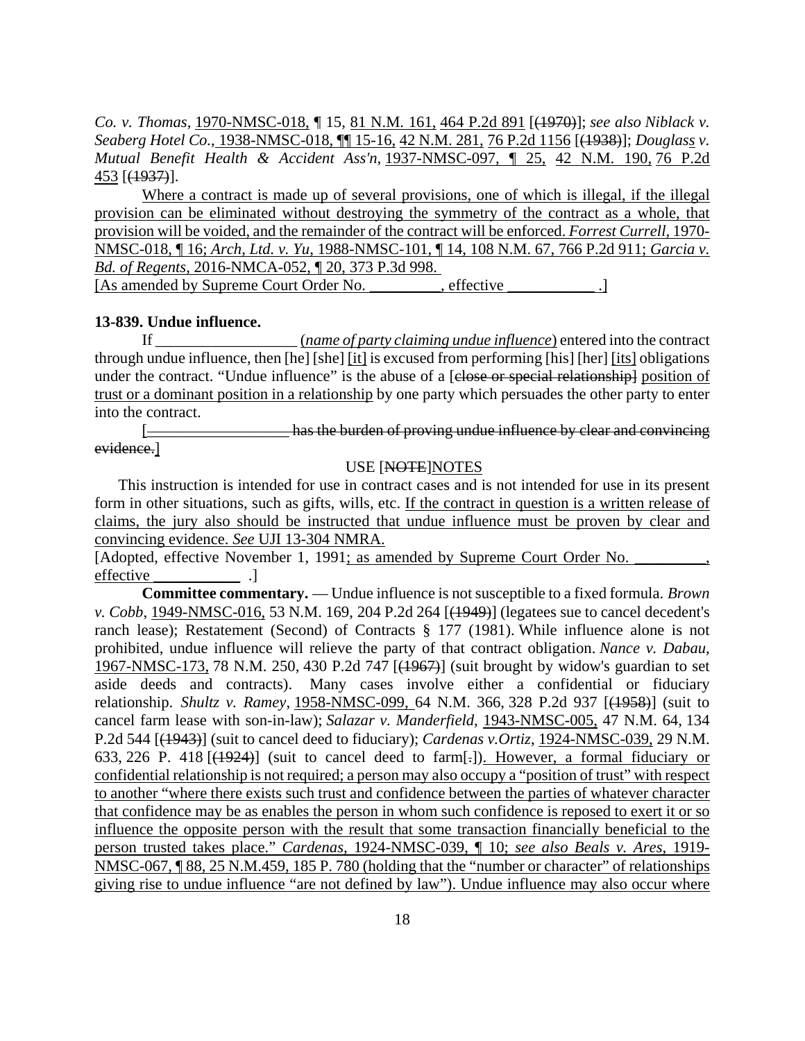*Co. v. Thomas*, 1970-NMSC-018, ¶ 15, 81 N.M. 161, 464 P.2d 891 [(1970)]; *see also Niblack v. Seaberg Hotel Co.*, 1938-NMSC-018, ¶¶ 15-16, 42 N.M. 281, 76 P.2d 1156 [(1938)]; *Douglass v. Mutual Benefit Health & Accident Ass'n*, 1937-NMSC-097, ¶ 25, 42 N.M. 190, 76 P.2d 453 [(1937)].

Where a contract is made up of several provisions, one of which is illegal, if the illegal provision can be eliminated without destroying the symmetry of the contract as a whole, that provision will be voided, and the remainder of the contract will be enforced. *Forrest Currell*, 1970-NMSC-018, ¶ 16; *Arch, Ltd. v. Yu*, 1988-NMSC-101, ¶ 14, 108 N.M. 67, 766 P.2d 911; *Garcia v. Bd. of Regents*, 2016-NMCA-052, ¶ 20, 373 P.3d 998.

[As amended by Supreme Court Order No. _________, effective ___________ .]

**13-839. Undue influence.**

If __________________ (*name of party claiming undue influence*) entered into the contract through undue influence, then [he] [she] [it] is excused from performing [his] [her] [its] obligations under the contract. "Undue influence" is the abuse of a [close or special relationship] position of trust or a dominant position in a relationship by one party which persuades the other party to enter into the contract.

[__________________ has the burden of proving undue influence by clear and convincing evidence.]

USE [NOTE]NOTES

This instruction is intended for use in contract cases and is not intended for use in its present form in other situations, such as gifts, wills, etc. If the contract in question is a written release of claims, the jury also should be instructed that undue influence must be proven by clear and convincing evidence. *See* UJI 13-304 NMRA.

[Adopted, effective November 1, 1991; as amended by Supreme Court Order No. _________, effective ___________ .]

**Committee commentary.** — Undue influence is not susceptible to a fixed formula. *Brown v. Cobb*, 1949-NMSC-016, 53 N.M. 169, 204 P.2d 264 [(1949)] (legatees sue to cancel decedent's ranch lease); Restatement (Second) of Contracts § 177 (1981). While influence alone is not prohibited, undue influence will relieve the party of that contract obligation. *Nance v. Dabau*, 1967-NMSC-173, 78 N.M. 250, 430 P.2d 747 [(1967)] (suit brought by widow's guardian to set aside deeds and contracts). Many cases involve either a confidential or fiduciary relationship. *Shultz v. Ramey*, 1958-NMSC-099, 64 N.M. 366, 328 P.2d 937 [(1958)] (suit to cancel farm lease with son-in-law); *Salazar v. Manderfield*, 1943-NMSC-005, 47 N.M. 64, 134 P.2d 544 [(1943)] (suit to cancel deed to fiduciary); *Cardenas v.Ortiz*, 1924-NMSC-039, 29 N.M. 633, 226 P. 418 [(1924)] (suit to cancel deed to farm[.]). However, a formal fiduciary or confidential relationship is not required; a person may also occupy a "position of trust" with respect to another "where there exists such trust and confidence between the parties of whatever character that confidence may be as enables the person in whom such confidence is reposed to exert it or so influence the opposite person with the result that some transaction financially beneficial to the person trusted takes place." *Cardenas*, 1924-NMSC-039, ¶ 10; *see also Beals v. Ares*, 1919-NMSC-067, ¶ 88, 25 N.M.459, 185 P. 780 (holding that the "number or character" of relationships giving rise to undue influence "are not defined by law"). Undue influence may also occur where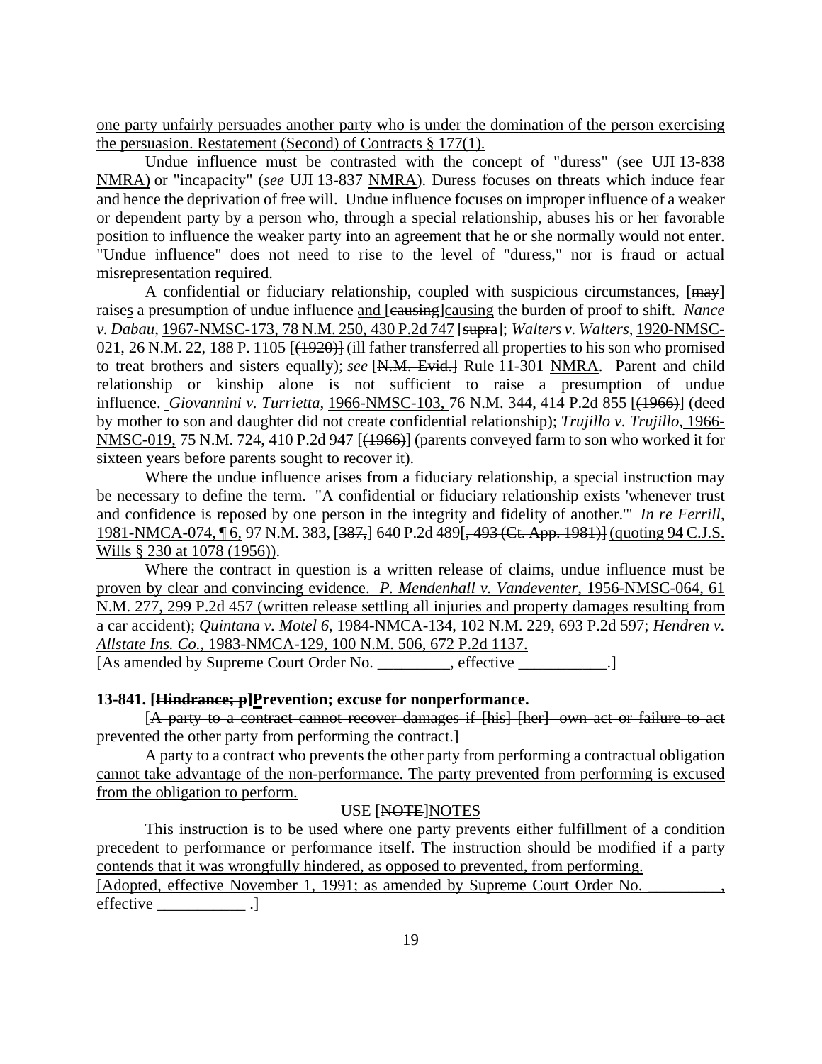one party unfairly persuades another party who is under the domination of the person exercising the persuasion. Restatement (Second) of Contracts § 177(1).

Undue influence must be contrasted with the concept of "duress" (see UJI 13-838 NMRA) or "incapacity" (*see* UJI 13-837 NMRA). Duress focuses on threats which induce fear and hence the deprivation of free will. Undue influence focuses on improper influence of a weaker or dependent party by a person who, through a special relationship, abuses his or her favorable position to influence the weaker party into an agreement that he or she normally would not enter. "Undue influence" does not need to rise to the level of "duress," nor is fraud or actual misrepresentation required.

A confidential or fiduciary relationship, coupled with suspicious circumstances, [~~may~~] raises a presumption of undue influence and [~~causing~~]causing the burden of proof to shift. *Nance v. Dabau*, 1967-NMSC-173, 78 N.M. 250, 430 P.2d 747 [~~supra~~]; *Walters v. Walters*, 1920-NMSC-021, 26 N.M. 22, 188 P. 1105 [~~(1920)~~] (ill father transferred all properties to his son who promised to treat brothers and sisters equally); *see* [~~N.M. Evid.~~] Rule 11-301 NMRA. Parent and child relationship or kinship alone is not sufficient to raise a presumption of undue influence. *Giovannini v. Turrietta*, 1966-NMSC-103, 76 N.M. 344, 414 P.2d 855 [~~(1966)~~] (deed by mother to son and daughter did not create confidential relationship); *Trujillo v. Trujillo*, 1966-NMSC-019, 75 N.M. 724, 410 P.2d 947 [~~(1966)~~] (parents conveyed farm to son who worked it for sixteen years before parents sought to recover it).

Where the undue influence arises from a fiduciary relationship, a special instruction may be necessary to define the term. "A confidential or fiduciary relationship exists 'whenever trust and confidence is reposed by one person in the integrity and fidelity of another.'" *In re Ferrill*, 1981-NMCA-074, ¶ 6, 97 N.M. 383, [~~387,~~] 640 P.2d 489[~~, 493 (Ct. App. 1981)~~] (quoting 94 C.J.S. Wills § 230 at 1078 (1956)).

Where the contract in question is a written release of claims, undue influence must be proven by clear and convincing evidence. *P. Mendenhall v. Vandeventer*, 1956-NMSC-064, 61 N.M. 277, 299 P.2d 457 (written release settling all injuries and property damages resulting from a car accident); *Quintana v. Motel 6*, 1984-NMCA-134, 102 N.M. 229, 693 P.2d 597; *Hendren v. Allstate Ins. Co.*, 1983-NMCA-129, 100 N.M. 506, 672 P.2d 1137.

[As amended by Supreme Court Order No. _________, effective ___________.]

**13-841. [~~Hindrance; p~~]Prevention; excuse for nonperformance.**

[~~A party to a contract cannot recover damages if [his] [her] own act or failure to act prevented the other party from performing the contract.~~]

A party to a contract who prevents the other party from performing a contractual obligation cannot take advantage of the non-performance. The party prevented from performing is excused from the obligation to perform.

USE [~~NOTE~~]NOTES

This instruction is to be used where one party prevents either fulfillment of a condition precedent to performance or performance itself. The instruction should be modified if a party contends that it was wrongfully hindered, as opposed to prevented, from performing.

[Adopted, effective November 1, 1991; as amended by Supreme Court Order No. _________, effective ___________ .]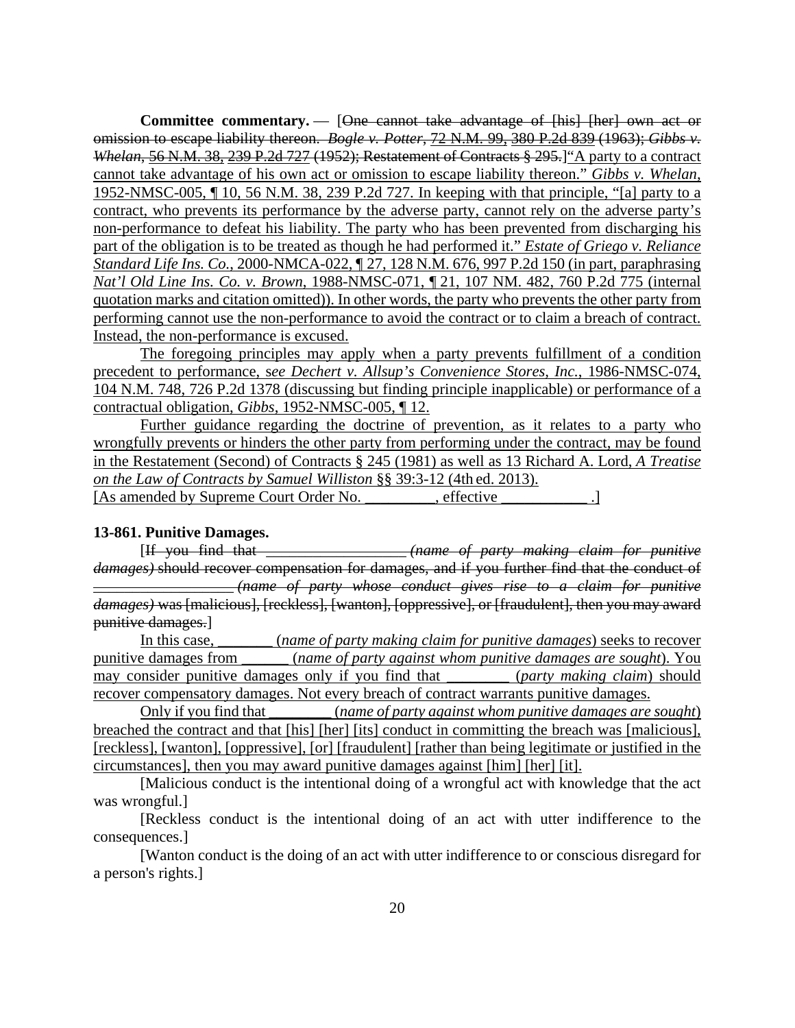**Committee commentary.** — [~~One cannot take advantage of [his] [her] own act or omission to escape liability thereon. *Bogle v. Potter*, 72 N.M. 99, 380 P.2d 839 (1963); *Gibbs v. Whelan*, 56 N.M. 38, 239 P.2d 727 (1952); Restatement of Contracts § 295.~~]"A party to a contract cannot take advantage of his own act or omission to escape liability thereon." *Gibbs v. Whelan*, 1952-NMSC-005, ¶ 10, 56 N.M. 38, 239 P.2d 727. In keeping with that principle, "[a] party to a contract, who prevents its performance by the adverse party, cannot rely on the adverse party's non-performance to defeat his liability. The party who has been prevented from discharging his part of the obligation is to be treated as though he had performed it." *Estate of Griego v. Reliance Standard Life Ins. Co.*, 2000-NMCA-022, ¶ 27, 128 N.M. 676, 997 P.2d 150 (in part, paraphrasing *Nat'l Old Line Ins. Co. v. Brown*, 1988-NMSC-071, ¶ 21, 107 NM. 482, 760 P.2d 775 (internal quotation marks and citation omitted)). In other words, the party who prevents the other party from performing cannot use the non-performance to avoid the contract or to claim a breach of contract. Instead, the non-performance is excused.

The foregoing principles may apply when a party prevents fulfillment of a condition precedent to performance, *see Dechert v. Allsup's Convenience Stores, Inc.*, 1986-NMSC-074, 104 N.M. 748, 726 P.2d 1378 (discussing but finding principle inapplicable) or performance of a contractual obligation, *Gibbs*, 1952-NMSC-005, ¶ 12.

Further guidance regarding the doctrine of prevention, as it relates to a party who wrongfully prevents or hinders the other party from performing under the contract, may be found in the Restatement (Second) of Contracts § 245 (1981) as well as 13 Richard A. Lord, *A Treatise on the Law of Contracts by Samuel Williston* §§ 39:3-12 (4th ed. 2013).

[As amended by Supreme Court Order No. _________, effective ___________ .]

**13-861. Punitive Damages.**

[~~If you find that __________________ *(name of party making claim for punitive damages)* should recover compensation for damages, and if you further find that the conduct of __________________ *(name of party whose conduct gives rise to a claim for punitive damages)* was [malicious], [reckless], [wanton], [oppressive], or [fraudulent], then you may award punitive damages.~~]

In this case, _______ (*name of party making claim for punitive damages*) seeks to recover punitive damages from ______ (*name of party against whom punitive damages are sought*). You may consider punitive damages only if you find that ________ (*party making claim*) should recover compensatory damages. Not every breach of contract warrants punitive damages.

Only if you find that ________ (*name of party against whom punitive damages are sought*) breached the contract and that [his] [her] [its] conduct in committing the breach was [malicious], [reckless], [wanton], [oppressive], [or] [fraudulent] [rather than being legitimate or justified in the circumstances], then you may award punitive damages against [him] [her] [it].

[Malicious conduct is the intentional doing of a wrongful act with knowledge that the act was wrongful.]

[Reckless conduct is the intentional doing of an act with utter indifference to the consequences.]

[Wanton conduct is the doing of an act with utter indifference to or conscious disregard for a person's rights.]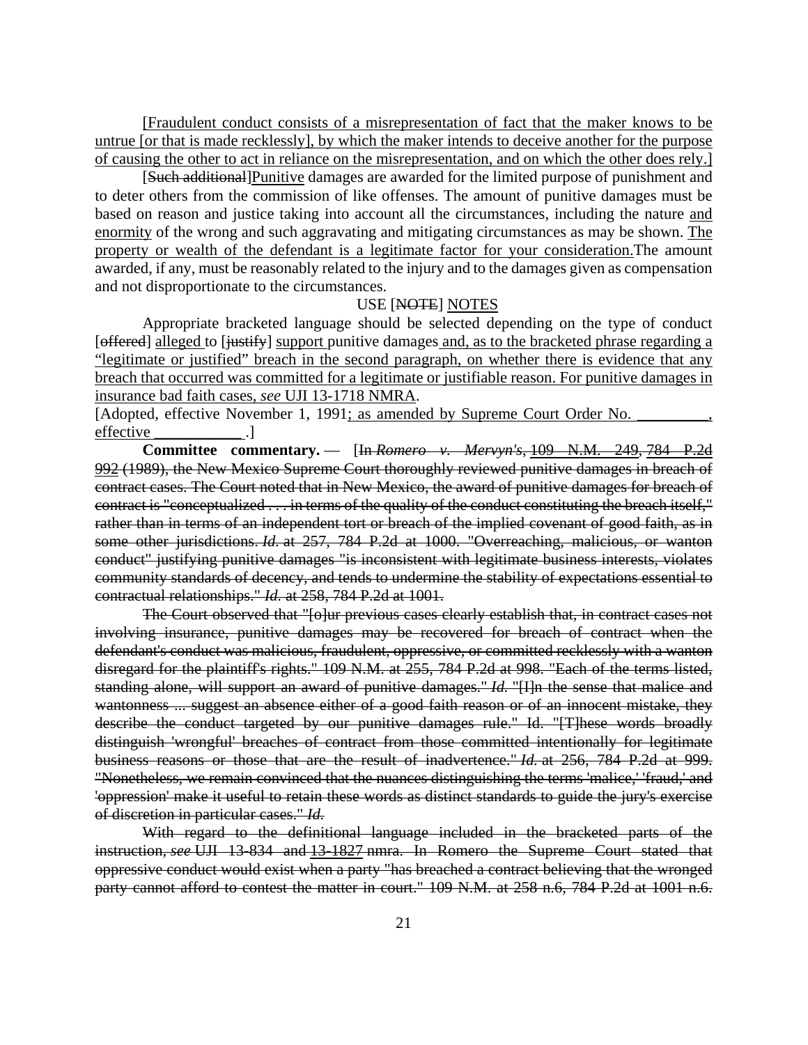<u>[Fraudulent conduct consists of a misrepresentation of fact that the maker knows to be untrue [or that is made recklessly], by which the maker intends to deceive another for the purpose of causing the other to act in reliance on the misrepresentation, and on which the other does rely.]</u>

[~~Such additional~~]<u>Punitive</u> damages are awarded for the limited purpose of punishment and to deter others from the commission of like offenses. The amount of punitive damages must be based on reason and justice taking into account all the circumstances, including the nature <u>and enormity</u> of the wrong and such aggravating and mitigating circumstances as may be shown. <u>The property or wealth of the defendant is a legitimate factor for your consideration.</u>The amount awarded, if any, must be reasonably related to the injury and to the damages given as compensation and not disproportionate to the circumstances.

USE [~~NOTE~~] <u>NOTES</u>

Appropriate bracketed language should be selected depending on the type of conduct [~~offered~~] <u>alleged</u> to [~~justify~~] <u>support</u> punitive damages <u>and, as to the bracketed phrase regarding a "legitimate or justified" breach in the second paragraph, on whether there is evidence that any breach that occurred was committed for a legitimate or justifiable reason. For punitive damages in insurance bad faith cases, *see* UJI 13-1718 NMRA</u>.

[Adopted, effective November 1, 1991<u>; as amended by Supreme Court Order No. \_\_\_\_\_\_\_\_\_, effective \_\_\_\_\_\_\_\_\_\_\_</u> .]

**Committee commentary.** — [~~In *Romero v. Mervyn's*, 109 N.M. 249, 784 P.2d 992 (1989), the New Mexico Supreme Court thoroughly reviewed punitive damages in breach of contract cases. The Court noted that in New Mexico, the award of punitive damages for breach of contract is "conceptualized . . . in terms of the quality of the conduct constituting the breach itself," rather than in terms of an independent tort or breach of the implied covenant of good faith, as in some other jurisdictions. *Id.* at 257, 784 P.2d at 1000. "Overreaching, malicious, or wanton conduct" justifying punitive damages "is inconsistent with legitimate business interests, violates community standards of decency, and tends to undermine the stability of expectations essential to contractual relationships." *Id.* at 258, 784 P.2d at 1001.~~

~~The Court observed that "[o]ur previous cases clearly establish that, in contract cases not involving insurance, punitive damages may be recovered for breach of contract when the defendant's conduct was malicious, fraudulent, oppressive, or committed recklessly with a wanton disregard for the plaintiff's rights." 109 N.M. at 255, 784 P.2d at 998. "Each of the terms listed, standing alone, will support an award of punitive damages." *Id.* "[I]n the sense that malice and wantonness ... suggest an absence either of a good faith reason or of an innocent mistake, they describe the conduct targeted by our punitive damages rule." Id. "[T]hese words broadly distinguish 'wrongful' breaches of contract from those committed intentionally for legitimate business reasons or those that are the result of inadvertence." *Id.* at 256, 784 P.2d at 999. "Nonetheless, we remain convinced that the nuances distinguishing the terms 'malice,' 'fraud,' and 'oppression' make it useful to retain these words as distinct standards to guide the jury's exercise of discretion in particular cases." *Id.*~~

~~With regard to the definitional language included in the bracketed parts of the instruction, *see* UJI 13-834 and 13-1827 nmra. In Romero the Supreme Court stated that oppressive conduct would exist when a party "has breached a contract believing that the wronged party cannot afford to contest the matter in court." 109 N.M. at 258 n.6, 784 P.2d at 1001 n.6.~~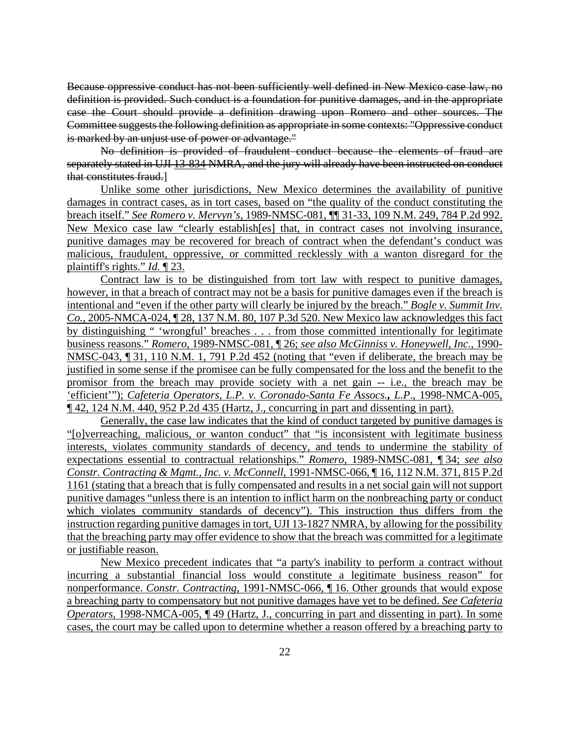~~Because oppressive conduct has not been sufficiently well defined in New Mexico case law, no definition is provided. Such conduct is a foundation for punitive damages, and in the appropriate case the Court should provide a definition drawing upon Romero and other sources. The Committee suggests the following definition as appropriate in some contexts: "Oppressive conduct is marked by an unjust use of power or advantage."~~

~~No definition is provided of fraudulent conduct because the elements of fraud are separately stated in UJI 13-834 NMRA, and the jury will already have been instructed on conduct that constitutes fraud.~~]

Unlike some other jurisdictions, New Mexico determines the availability of punitive damages in contract cases, as in tort cases, based on "the quality of the conduct constituting the breach itself." *See Romero v. Mervyn's*, 1989-NMSC-081, ¶¶ 31-33, 109 N.M. 249, 784 P.2d 992. New Mexico case law "clearly establish[es] that, in contract cases not involving insurance, punitive damages may be recovered for breach of contract when the defendant's conduct was malicious, fraudulent, oppressive, or committed recklessly with a wanton disregard for the plaintiff's rights." *Id.* ¶ 23.

Contract law is to be distinguished from tort law with respect to punitive damages, however, in that a breach of contract may not be a basis for punitive damages even if the breach is intentional and "even if the other party will clearly be injured by the breach." *Bogle v. Summit Inv. Co.*, 2005-NMCA-024, ¶ 28, 137 N.M. 80, 107 P.3d 520. New Mexico law acknowledges this fact by distinguishing " 'wrongful' breaches . . . from those committed intentionally for legitimate business reasons." *Romero*, 1989-NMSC-081, ¶ 26; *see also McGinniss v. Honeywell, Inc.*, 1990-NMSC-043, ¶ 31, 110 N.M. 1, 791 P.2d 452 (noting that "even if deliberate, the breach may be justified in some sense if the promisee can be fully compensated for the loss and the benefit to the promisor from the breach may provide society with a net gain -- i.e., the breach may be 'efficient'"); *Cafeteria Operators, L.P. v. Coronado-Santa Fe Assocs., L.P.*, 1998-NMCA-005, ¶ 42, 124 N.M. 440, 952 P.2d 435 (Hartz, J., concurring in part and dissenting in part).

Generally, the case law indicates that the kind of conduct targeted by punitive damages is "[o]verreaching, malicious, or wanton conduct" that "is inconsistent with legitimate business interests, violates community standards of decency, and tends to undermine the stability of expectations essential to contractual relationships." *Romero*, 1989-NMSC-081, ¶ 34; *see also Constr. Contracting & Mgmt., Inc. v. McConnell*, 1991-NMSC-066, ¶ 16, 112 N.M. 371, 815 P.2d 1161 (stating that a breach that is fully compensated and results in a net social gain will not support punitive damages "unless there is an intention to inflict harm on the nonbreaching party or conduct which violates community standards of decency"). This instruction thus differs from the instruction regarding punitive damages in tort, UJI 13-1827 NMRA, by allowing for the possibility that the breaching party may offer evidence to show that the breach was committed for a legitimate or justifiable reason.

New Mexico precedent indicates that "a party's inability to perform a contract without incurring a substantial financial loss would constitute a legitimate business reason" for nonperformance. *Constr. Contracting*, 1991-NMSC-066, ¶ 16. Other grounds that would expose a breaching party to compensatory but not punitive damages have yet to be defined. *See Cafeteria Operators*, 1998-NMCA-005, ¶ 49 (Hartz, J., concurring in part and dissenting in part). In some cases, the court may be called upon to determine whether a reason offered by a breaching party to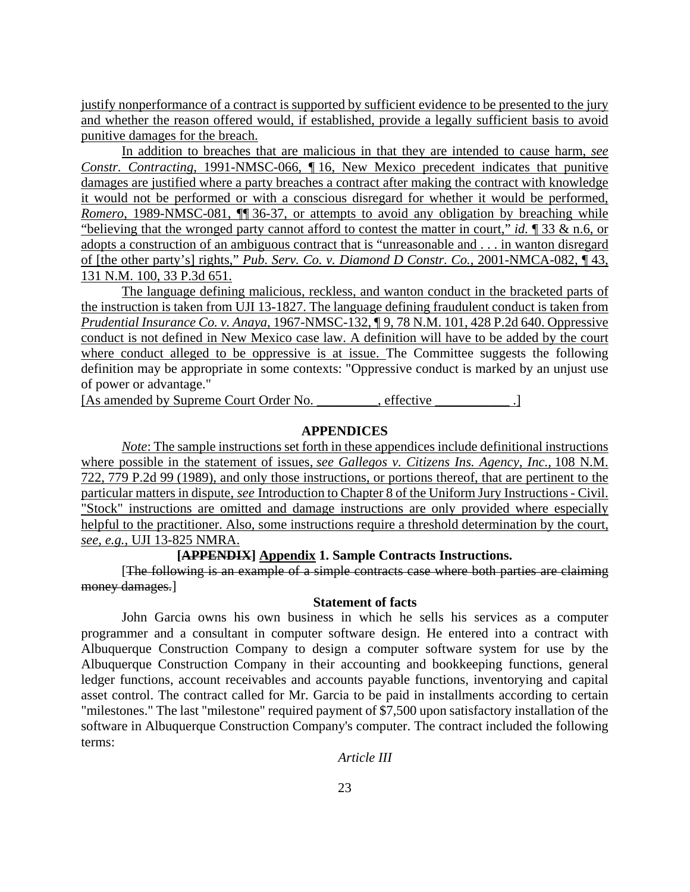justify nonperformance of a contract is supported by sufficient evidence to be presented to the jury and whether the reason offered would, if established, provide a legally sufficient basis to avoid punitive damages for the breach.

In addition to breaches that are malicious in that they are intended to cause harm, *see Constr. Contracting*, 1991-NMSC-066, ¶ 16, New Mexico precedent indicates that punitive damages are justified where a party breaches a contract after making the contract with knowledge it would not be performed or with a conscious disregard for whether it would be performed, *Romero*, 1989-NMSC-081, ¶¶ 36-37, or attempts to avoid any obligation by breaching while "believing that the wronged party cannot afford to contest the matter in court," *id.* ¶ 33 & n.6, or adopts a construction of an ambiguous contract that is "unreasonable and . . . in wanton disregard of [the other party's] rights," *Pub. Serv. Co. v. Diamond D Constr. Co.*, 2001-NMCA-082, ¶ 43, 131 N.M. 100, 33 P.3d 651.

The language defining malicious, reckless, and wanton conduct in the bracketed parts of the instruction is taken from UJI 13-1827. The language defining fraudulent conduct is taken from *Prudential Insurance Co. v. Anaya*, 1967-NMSC-132, ¶ 9, 78 N.M. 101, 428 P.2d 640. Oppressive conduct is not defined in New Mexico case law. A definition will have to be added by the court where conduct alleged to be oppressive is at issue. The Committee suggests the following definition may be appropriate in some contexts: "Oppressive conduct is marked by an unjust use of power or advantage."

[As amended by Supreme Court Order No. _________, effective ___________ .]

## APPENDICES

*Note*: The sample instructions set forth in these appendices include definitional instructions where possible in the statement of issues, *see Gallegos v. Citizens Ins. Agency, Inc.*, 108 N.M. 722, 779 P.2d 99 (1989), and only those instructions, or portions thereof, that are pertinent to the particular matters in dispute, *see* Introduction to Chapter 8 of the Uniform Jury Instructions - Civil. "Stock" instructions are omitted and damage instructions are only provided where especially helpful to the practitioner. Also, some instructions require a threshold determination by the court, *see, e.g.*, UJI 13-825 NMRA.

### [~~APPENDIX~~] Appendix 1. Sample Contracts Instructions.

[~~The following is an example of a simple contracts case where both parties are claiming money damages.~~]

**Statement of facts**

John Garcia owns his own business in which he sells his services as a computer programmer and a consultant in computer software design. He entered into a contract with Albuquerque Construction Company to design a computer software system for use by the Albuquerque Construction Company in their accounting and bookkeeping functions, general ledger functions, account receivables and accounts payable functions, inventorying and capital asset control. The contract called for Mr. Garcia to be paid in installments according to certain "milestones." The last "milestone" required payment of $7,500 upon satisfactory installation of the software in Albuquerque Construction Company's computer. The contract included the following terms:

*Article III*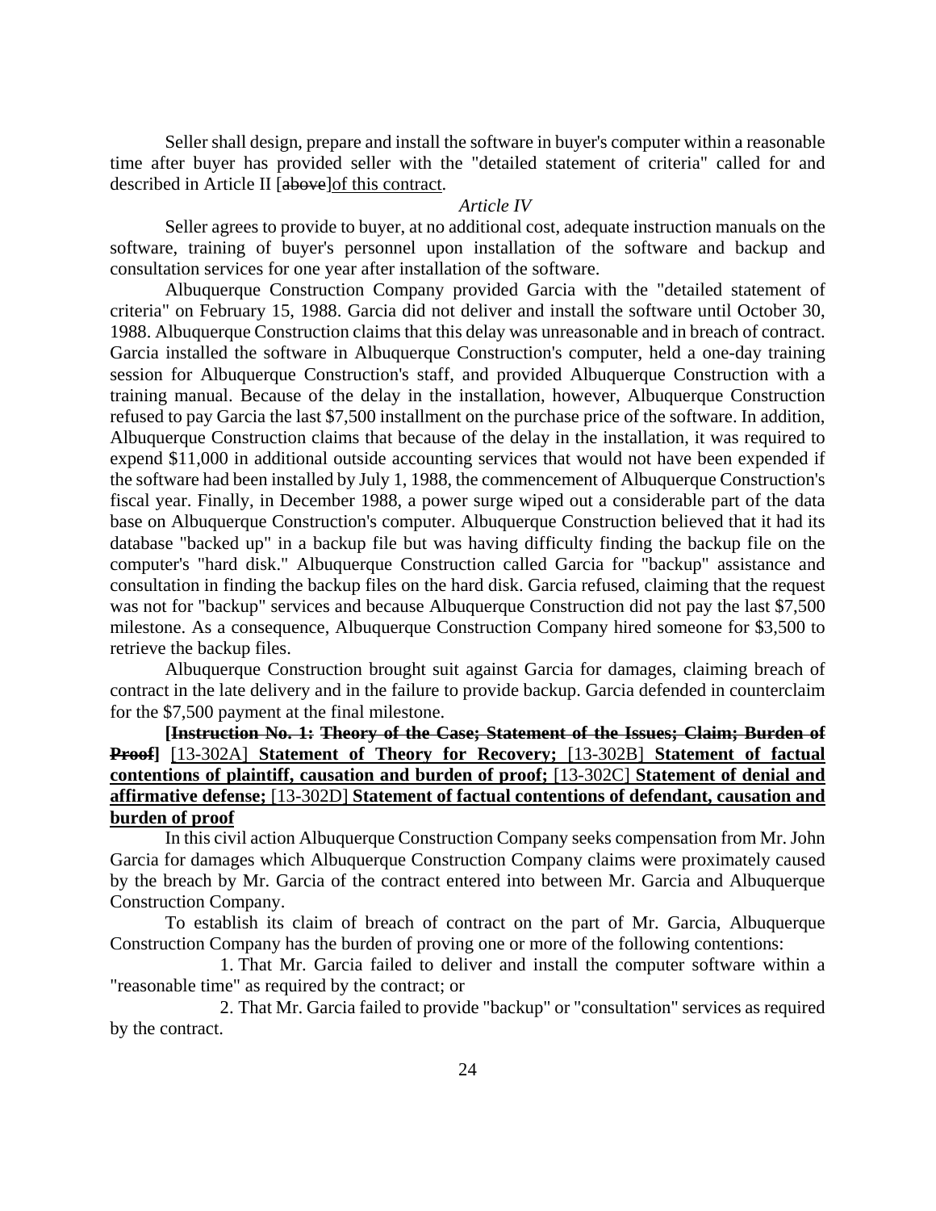Seller shall design, prepare and install the software in buyer's computer within a reasonable time after buyer has provided seller with the "detailed statement of criteria" called for and described in Article II [~~above~~]<u>of this contract</u>.

*Article IV*

Seller agrees to provide to buyer, at no additional cost, adequate instruction manuals on the software, training of buyer's personnel upon installation of the software and backup and consultation services for one year after installation of the software.

Albuquerque Construction Company provided Garcia with the "detailed statement of criteria" on February 15, 1988. Garcia did not deliver and install the software until October 30, 1988. Albuquerque Construction claims that this delay was unreasonable and in breach of contract. Garcia installed the software in Albuquerque Construction's computer, held a one-day training session for Albuquerque Construction's staff, and provided Albuquerque Construction with a training manual. Because of the delay in the installation, however, Albuquerque Construction refused to pay Garcia the last $7,500 installment on the purchase price of the software. In addition, Albuquerque Construction claims that because of the delay in the installation, it was required to expend $11,000 in additional outside accounting services that would not have been expended if the software had been installed by July 1, 1988, the commencement of Albuquerque Construction's fiscal year. Finally, in December 1988, a power surge wiped out a considerable part of the data base on Albuquerque Construction's computer. Albuquerque Construction believed that it had its database "backed up" in a backup file but was having difficulty finding the backup file on the computer's "hard disk." Albuquerque Construction called Garcia for "backup" assistance and consultation in finding the backup files on the hard disk. Garcia refused, claiming that the request was not for "backup" services and because Albuquerque Construction did not pay the last $7,500 milestone. As a consequence, Albuquerque Construction Company hired someone for $3,500 to retrieve the backup files.

Albuquerque Construction brought suit against Garcia for damages, claiming breach of contract in the late delivery and in the failure to provide backup. Garcia defended in counterclaim for the $7,500 payment at the final milestone.

**[~~Instruction No. 1: Theory of the Case; Statement of the Issues; Claim; Burden of Proof~~]** [13-302A] <u>**Statement of Theory for Recovery;**</u> [13-302B] <u>**Statement of factual contentions of plaintiff, causation and burden of proof;**</u> [13-302C] <u>**Statement of denial and affirmative defense;**</u> [13-302D] <u>**Statement of factual contentions of defendant, causation and burden of proof**</u>

In this civil action Albuquerque Construction Company seeks compensation from Mr. John Garcia for damages which Albuquerque Construction Company claims were proximately caused by the breach by Mr. Garcia of the contract entered into between Mr. Garcia and Albuquerque Construction Company.

To establish its claim of breach of contract on the part of Mr. Garcia, Albuquerque Construction Company has the burden of proving one or more of the following contentions:

1. That Mr. Garcia failed to deliver and install the computer software within a "reasonable time" as required by the contract; or

2. That Mr. Garcia failed to provide "backup" or "consultation" services as required by the contract.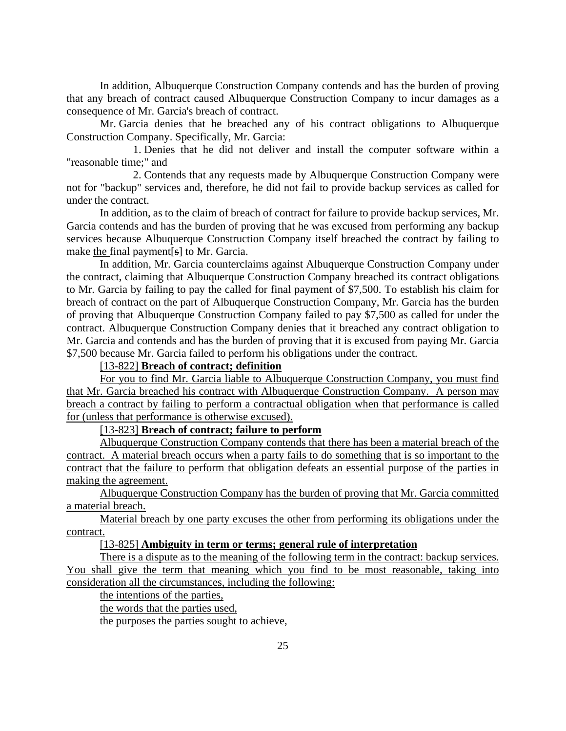In addition, Albuquerque Construction Company contends and has the burden of proving that any breach of contract caused Albuquerque Construction Company to incur damages as a consequence of Mr. Garcia's breach of contract.

Mr. Garcia denies that he breached any of his contract obligations to Albuquerque Construction Company. Specifically, Mr. Garcia:

1. Denies that he did not deliver and install the computer software within a "reasonable time;" and

2. Contends that any requests made by Albuquerque Construction Company were not for "backup" services and, therefore, he did not fail to provide backup services as called for under the contract.

In addition, as to the claim of breach of contract for failure to provide backup services, Mr. Garcia contends and has the burden of proving that he was excused from performing any backup services because Albuquerque Construction Company itself breached the contract by failing to make <u>the</u> final payment[~~s~~] to Mr. Garcia.

In addition, Mr. Garcia counterclaims against Albuquerque Construction Company under the contract, claiming that Albuquerque Construction Company breached its contract obligations to Mr. Garcia by failing to pay the called for final payment of $7,500. To establish his claim for breach of contract on the part of Albuquerque Construction Company, Mr. Garcia has the burden of proving that Albuquerque Construction Company failed to pay $7,500 as called for under the contract. Albuquerque Construction Company denies that it breached any contract obligation to Mr. Garcia and contends and has the burden of proving that it is excused from paying Mr. Garcia $7,500 because Mr. Garcia failed to perform his obligations under the contract.

<u>[13-822] **Breach of contract; definition**</u>

<u>For you to find Mr. Garcia liable to Albuquerque Construction Company, you must find that Mr. Garcia breached his contract with Albuquerque Construction Company. A person may breach a contract by failing to perform a contractual obligation when that performance is called for (unless that performance is otherwise excused).</u>

<u>[13-823] **Breach of contract; failure to perform**</u>

<u>Albuquerque Construction Company contends that there has been a material breach of the contract. A material breach occurs when a party fails to do something that is so important to the contract that the failure to perform that obligation defeats an essential purpose of the parties in making the agreement.</u>

<u>Albuquerque Construction Company has the burden of proving that Mr. Garcia committed a material breach.</u>

<u>Material breach by one party excuses the other from performing its obligations under the contract.</u>

<u>[13-825] **Ambiguity in term or terms; general rule of interpretation**</u>

<u>There is a dispute as to the meaning of the following term in the contract: backup services. You shall give the term that meaning which you find to be most reasonable, taking into consideration all the circumstances, including the following:</u>

<u>the intentions of the parties,</u>

<u>the words that the parties used,</u>

<u>the purposes the parties sought to achieve,</u>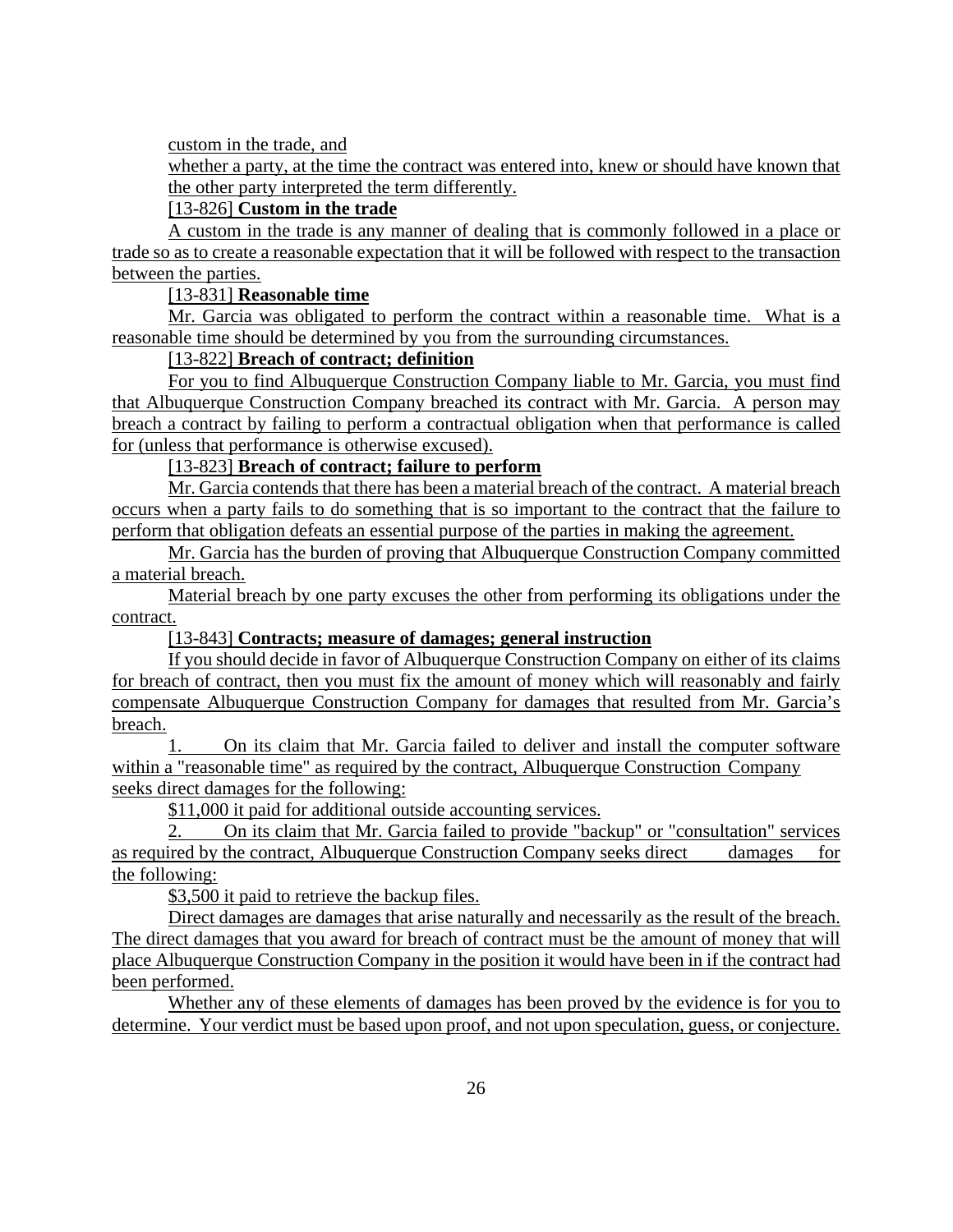custom in the trade, and

whether a party, at the time the contract was entered into, knew or should have known that the other party interpreted the term differently.

[13-826] **Custom in the trade**

A custom in the trade is any manner of dealing that is commonly followed in a place or trade so as to create a reasonable expectation that it will be followed with respect to the transaction between the parties.

[13-831] **Reasonable time**

Mr. Garcia was obligated to perform the contract within a reasonable time. What is a reasonable time should be determined by you from the surrounding circumstances.

[13-822] **Breach of contract; definition**

For you to find Albuquerque Construction Company liable to Mr. Garcia, you must find that Albuquerque Construction Company breached its contract with Mr. Garcia. A person may breach a contract by failing to perform a contractual obligation when that performance is called for (unless that performance is otherwise excused).

[13-823] **Breach of contract; failure to perform**

Mr. Garcia contends that there has been a material breach of the contract. A material breach occurs when a party fails to do something that is so important to the contract that the failure to perform that obligation defeats an essential purpose of the parties in making the agreement.

Mr. Garcia has the burden of proving that Albuquerque Construction Company committed a material breach.

Material breach by one party excuses the other from performing its obligations under the contract.

[13-843] **Contracts; measure of damages; general instruction**

If you should decide in favor of Albuquerque Construction Company on either of its claims for breach of contract, then you must fix the amount of money which will reasonably and fairly compensate Albuquerque Construction Company for damages that resulted from Mr. Garcia's breach.

1. On its claim that Mr. Garcia failed to deliver and install the computer software within a "reasonable time" as required by the contract, Albuquerque Construction Company seeks direct damages for the following:

$11,000 it paid for additional outside accounting services.

2. On its claim that Mr. Garcia failed to provide "backup" or "consultation" services as required by the contract, Albuquerque Construction Company seeks direct damages for the following:

$3,500 it paid to retrieve the backup files.

Direct damages are damages that arise naturally and necessarily as the result of the breach. The direct damages that you award for breach of contract must be the amount of money that will place Albuquerque Construction Company in the position it would have been in if the contract had been performed.

Whether any of these elements of damages has been proved by the evidence is for you to determine. Your verdict must be based upon proof, and not upon speculation, guess, or conjecture.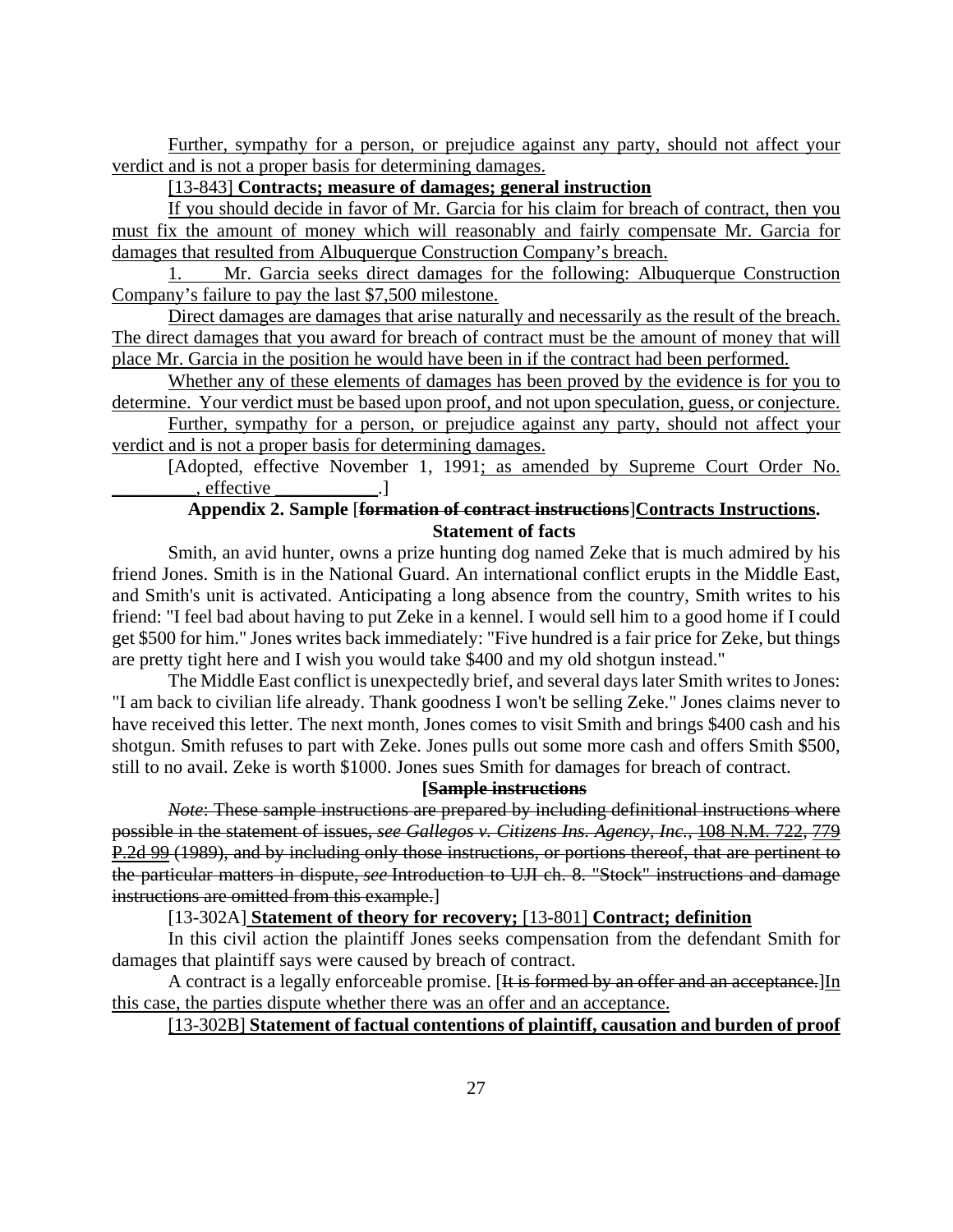Further, sympathy for a person, or prejudice against any party, should not affect your verdict and is not a proper basis for determining damages.

[13-843] **Contracts; measure of damages; general instruction**

If you should decide in favor of Mr. Garcia for his claim for breach of contract, then you must fix the amount of money which will reasonably and fairly compensate Mr. Garcia for damages that resulted from Albuquerque Construction Company's breach.

1. Mr. Garcia seeks direct damages for the following: Albuquerque Construction Company's failure to pay the last $7,500 milestone.

Direct damages are damages that arise naturally and necessarily as the result of the breach. The direct damages that you award for breach of contract must be the amount of money that will place Mr. Garcia in the position he would have been in if the contract had been performed.

Whether any of these elements of damages has been proved by the evidence is for you to determine. Your verdict must be based upon proof, and not upon speculation, guess, or conjecture.

Further, sympathy for a person, or prejudice against any party, should not affect your verdict and is not a proper basis for determining damages.

[Adopted, effective November 1, 1991; as amended by Supreme Court Order No. _________, effective ___________.]

**Appendix 2. Sample** [~~**formation of contract instructions**~~]**Contracts Instructions.**

**Statement of facts**

Smith, an avid hunter, owns a prize hunting dog named Zeke that is much admired by his friend Jones. Smith is in the National Guard. An international conflict erupts in the Middle East, and Smith's unit is activated. Anticipating a long absence from the country, Smith writes to his friend: "I feel bad about having to put Zeke in a kennel. I would sell him to a good home if I could get $500 for him." Jones writes back immediately: "Five hundred is a fair price for Zeke, but things are pretty tight here and I wish you would take $400 and my old shotgun instead."

The Middle East conflict is unexpectedly brief, and several days later Smith writes to Jones: "I am back to civilian life already. Thank goodness I won't be selling Zeke." Jones claims never to have received this letter. The next month, Jones comes to visit Smith and brings $400 cash and his shotgun. Smith refuses to part with Zeke. Jones pulls out some more cash and offers Smith $500, still to no avail. Zeke is worth $1000. Jones sues Smith for damages for breach of contract.

**[~~Sample instructions~~**

~~*Note*: These sample instructions are prepared by including definitional instructions where possible in the statement of issues, *see Gallegos v. Citizens Ins. Agency, Inc.*, 108 N.M. 722, 779 P.2d 99 (1989), and by including only those instructions, or portions thereof, that are pertinent to the particular matters in dispute, *see* Introduction to UJI ch. 8. "Stock" instructions and damage instructions are omitted from this example.~~]

[13-302A] **Statement of theory for recovery;** [13-801] **Contract; definition**

In this civil action the plaintiff Jones seeks compensation from the defendant Smith for damages that plaintiff says were caused by breach of contract.

A contract is a legally enforceable promise. [~~It is formed by an offer and an acceptance.~~]In this case, the parties dispute whether there was an offer and an acceptance.

[13-302B] **Statement of factual contentions of plaintiff, causation and burden of proof**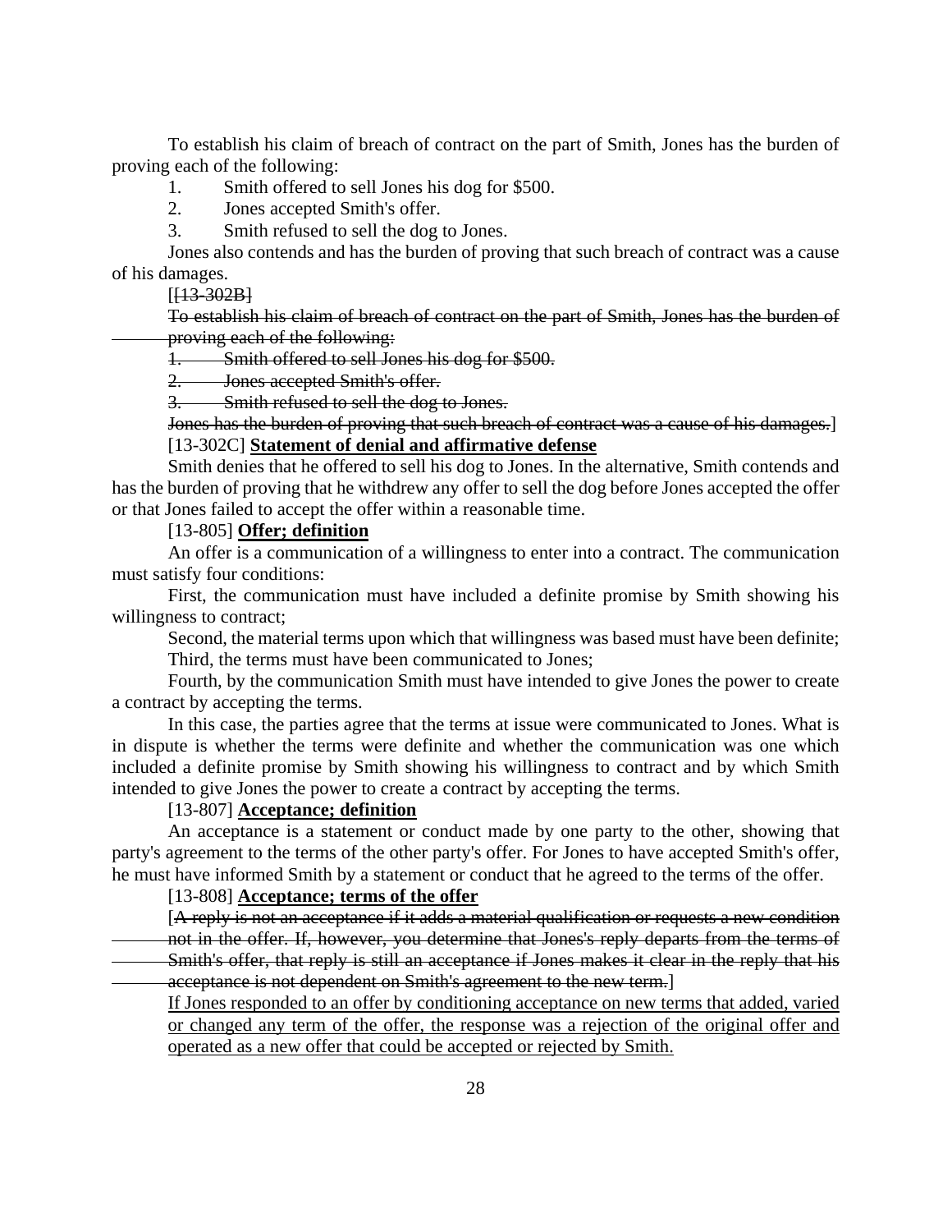To establish his claim of breach of contract on the part of Smith, Jones has the burden of proving each of the following:

1. Smith offered to sell Jones his dog for $500.
2. Jones accepted Smith's offer.
3. Smith refused to sell the dog to Jones.

Jones also contends and has the burden of proving that such breach of contract was a cause of his damages.

[~~[13-302B]~~

~~To establish his claim of breach of contract on the part of Smith, Jones has the burden of proving each of the following:~~

~~1. Smith offered to sell Jones his dog for $500.~~

~~2. Jones accepted Smith's offer.~~

~~3. Smith refused to sell the dog to Jones.~~

~~Jones has the burden of proving that such breach of contract was a cause of his damages.~~]

[13-302C] **Statement of denial and affirmative defense**

Smith denies that he offered to sell his dog to Jones. In the alternative, Smith contends and has the burden of proving that he withdrew any offer to sell the dog before Jones accepted the offer or that Jones failed to accept the offer within a reasonable time.

[13-805] **Offer; definition**

An offer is a communication of a willingness to enter into a contract. The communication must satisfy four conditions:

First, the communication must have included a definite promise by Smith showing his willingness to contract;

Second, the material terms upon which that willingness was based must have been definite;

Third, the terms must have been communicated to Jones;

Fourth, by the communication Smith must have intended to give Jones the power to create a contract by accepting the terms.

In this case, the parties agree that the terms at issue were communicated to Jones. What is in dispute is whether the terms were definite and whether the communication was one which included a definite promise by Smith showing his willingness to contract and by which Smith intended to give Jones the power to create a contract by accepting the terms.

[13-807] **Acceptance; definition**

An acceptance is a statement or conduct made by one party to the other, showing that party's agreement to the terms of the other party's offer. For Jones to have accepted Smith's offer, he must have informed Smith by a statement or conduct that he agreed to the terms of the offer.

[13-808] **Acceptance; terms of the offer**

[~~A reply is not an acceptance if it adds a material qualification or requests a new condition not in the offer. If, however, you determine that Jones's reply departs from the terms of Smith's offer, that reply is still an acceptance if Jones makes it clear in the reply that his acceptance is not dependent on Smith's agreement to the new term.~~]

<u>If Jones responded to an offer by conditioning acceptance on new terms that added, varied or changed any term of the offer, the response was a rejection of the original offer and operated as a new offer that could be accepted or rejected by Smith.</u>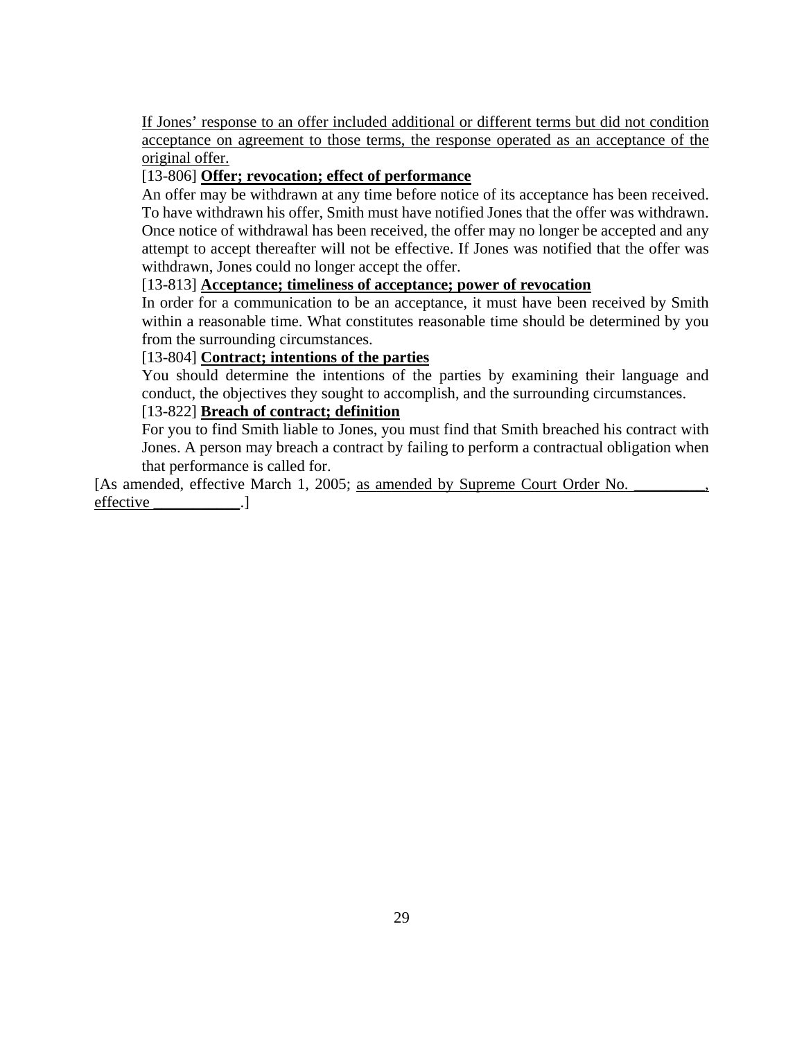If Jones' response to an offer included additional or different terms but did not condition acceptance on agreement to those terms, the response operated as an acceptance of the original offer.

[13-806] **Offer; revocation; effect of performance**

An offer may be withdrawn at any time before notice of its acceptance has been received. To have withdrawn his offer, Smith must have notified Jones that the offer was withdrawn. Once notice of withdrawal has been received, the offer may no longer be accepted and any attempt to accept thereafter will not be effective. If Jones was notified that the offer was withdrawn, Jones could no longer accept the offer.

[13-813] **Acceptance; timeliness of acceptance; power of revocation**

In order for a communication to be an acceptance, it must have been received by Smith within a reasonable time. What constitutes reasonable time should be determined by you from the surrounding circumstances.

[13-804] **Contract; intentions of the parties**

You should determine the intentions of the parties by examining their language and conduct, the objectives they sought to accomplish, and the surrounding circumstances.

[13-822] **Breach of contract; definition**

For you to find Smith liable to Jones, you must find that Smith breached his contract with Jones. A person may breach a contract by failing to perform a contractual obligation when that performance is called for.

[As amended, effective March 1, 2005; as amended by Supreme Court Order No. _________, effective ___________.]